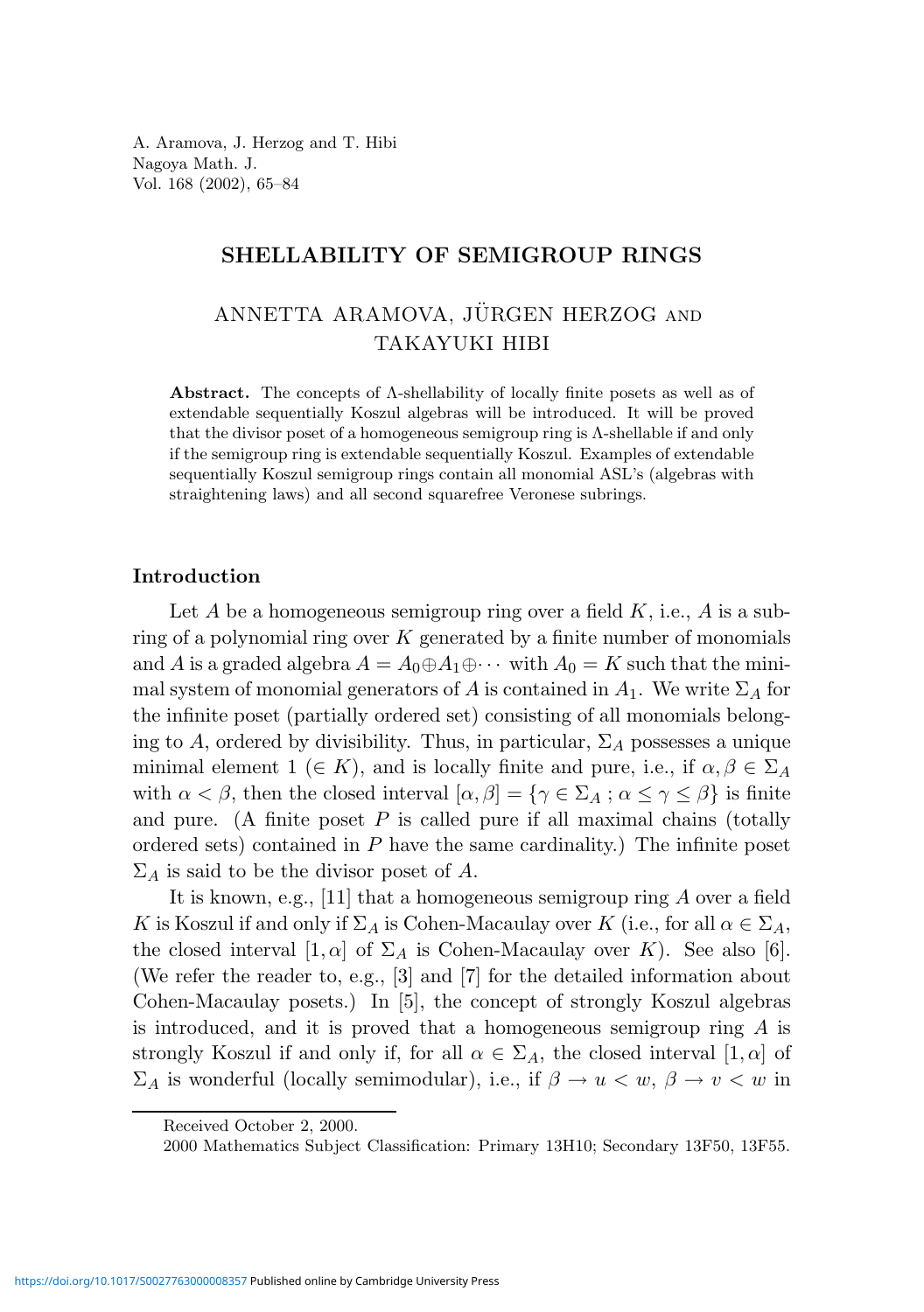A. Aramova, J. Herzog and T. Hibi
Nagoya Math. J.
Vol. 168 (2002), 65–84

# SHELLABILITY OF SEMIGROUP RINGS

ANNETTA ARAMOVA, JÜRGEN HERZOG and TAKAYUKI HIBI

**Abstract.** The concepts of Λ-shellability of locally finite posets as well as of extendable sequentially Koszul algebras will be introduced. It will be proved that the divisor poset of a homogeneous semigroup ring is Λ-shellable if and only if the semigroup ring is extendable sequentially Koszul. Examples of extendable sequentially Koszul semigroup rings contain all monomial ASL's (algebras with straightening laws) and all second squarefree Veronese subrings.

## Introduction

Let $A$ be a homogeneous semigroup ring over a field $K$, i.e., $A$ is a subring of a polynomial ring over $K$ generated by a finite number of monomials and $A$ is a graded algebra $A = A_0 \oplus A_1 \oplus \cdots$ with $A_0 = K$ such that the minimal system of monomial generators of $A$ is contained in $A_1$. We write $\Sigma_A$ for the infinite poset (partially ordered set) consisting of all monomials belonging to $A$, ordered by divisibility. Thus, in particular, $\Sigma_A$ possesses a unique minimal element $1$ ($\in K$), and is locally finite and pure, i.e., if $\alpha, \beta \in \Sigma_A$ with $\alpha < \beta$, then the closed interval $[\alpha, \beta] = \{\gamma \in \Sigma_A \,;\, \alpha \leq \gamma \leq \beta\}$ is finite and pure. (A finite poset $P$ is called pure if all maximal chains (totally ordered sets) contained in $P$ have the same cardinality.) The infinite poset $\Sigma_A$ is said to be the divisor poset of $A$.

It is known, e.g., [11] that a homogeneous semigroup ring $A$ over a field $K$ is Koszul if and only if $\Sigma_A$ is Cohen-Macaulay over $K$ (i.e., for all $\alpha \in \Sigma_A$, the closed interval $[1, \alpha]$ of $\Sigma_A$ is Cohen-Macaulay over $K$). See also [6]. (We refer the reader to, e.g., [3] and [7] for the detailed information about Cohen-Macaulay posets.) In [5], the concept of strongly Koszul algebras is introduced, and it is proved that a homogeneous semigroup ring $A$ is strongly Koszul if and only if, for all $\alpha \in \Sigma_A$, the closed interval $[1, \alpha]$ of $\Sigma_A$ is wonderful (locally semimodular), i.e., if $\beta \to u < w$, $\beta \to v < w$ in

Received October 2, 2000.

2000 Mathematics Subject Classification: Primary 13H10; Secondary 13F50, 13F55.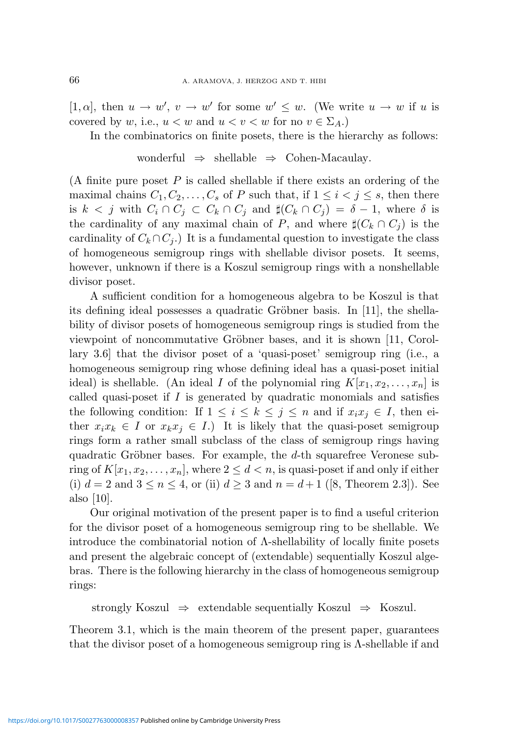$[1, \alpha]$, then $u \to w'$, $v \to w'$ for some $w' \leq w$. (We write $u \to w$ if $u$ is covered by $w$, i.e., $u < w$ and $u < v < w$ for no $v \in \Sigma_A$.)

In the combinatorics on finite posets, there is the hierarchy as follows:

$$\text{wonderful} \;\Rightarrow\; \text{shellable} \;\Rightarrow\; \text{Cohen-Macaulay.}$$

(A finite pure poset $P$ is called shellable if there exists an ordering of the maximal chains $C_1, C_2, \ldots, C_s$ of $P$ such that, if $1 \leq i < j \leq s$, then there is $k < j$ with $C_i \cap C_j \subset C_k \cap C_j$ and $\sharp(C_k \cap C_j) = \delta - 1$, where $\delta$ is the cardinality of any maximal chain of $P$, and where $\sharp(C_k \cap C_j)$ is the cardinality of $C_k \cap C_j$.) It is a fundamental question to investigate the class of homogeneous semigroup rings with shellable divisor posets. It seems, however, unknown if there is a Koszul semigroup rings with a nonshellable divisor poset.

A sufficient condition for a homogeneous algebra to be Koszul is that its defining ideal possesses a quadratic Gröbner basis. In [11], the shellability of divisor posets of homogeneous semigroup rings is studied from the viewpoint of noncommutative Gröbner bases, and it is shown [11, Corollary 3.6] that the divisor poset of a 'quasi-poset' semigroup ring (i.e., a homogeneous semigroup ring whose defining ideal has a quasi-poset initial ideal) is shellable. (An ideal $I$ of the polynomial ring $K[x_1, x_2, \ldots, x_n]$ is called quasi-poset if $I$ is generated by quadratic monomials and satisfies the following condition: If $1 \leq i \leq k \leq j \leq n$ and if $x_i x_j \in I$, then either $x_i x_k \in I$ or $x_k x_j \in I$.) It is likely that the quasi-poset semigroup rings form a rather small subclass of the class of semigroup rings having quadratic Gröbner bases. For example, the $d$-th squarefree Veronese subring of $K[x_1, x_2, \ldots, x_n]$, where $2 \leq d < n$, is quasi-poset if and only if either (i) $d = 2$ and $3 \leq n \leq 4$, or (ii) $d \geq 3$ and $n = d + 1$ ([8, Theorem 2.3]). See also [10].

Our original motivation of the present paper is to find a useful criterion for the divisor poset of a homogeneous semigroup ring to be shellable. We introduce the combinatorial notion of $\Lambda$-shellability of locally finite posets and present the algebraic concept of (extendable) sequentially Koszul algebras. There is the following hierarchy in the class of homogeneous semigroup rings:

$$\text{strongly Koszul} \;\Rightarrow\; \text{extendable sequentially Koszul} \;\Rightarrow\; \text{Koszul.}$$

Theorem 3.1, which is the main theorem of the present paper, guarantees that the divisor poset of a homogeneous semigroup ring is $\Lambda$-shellable if and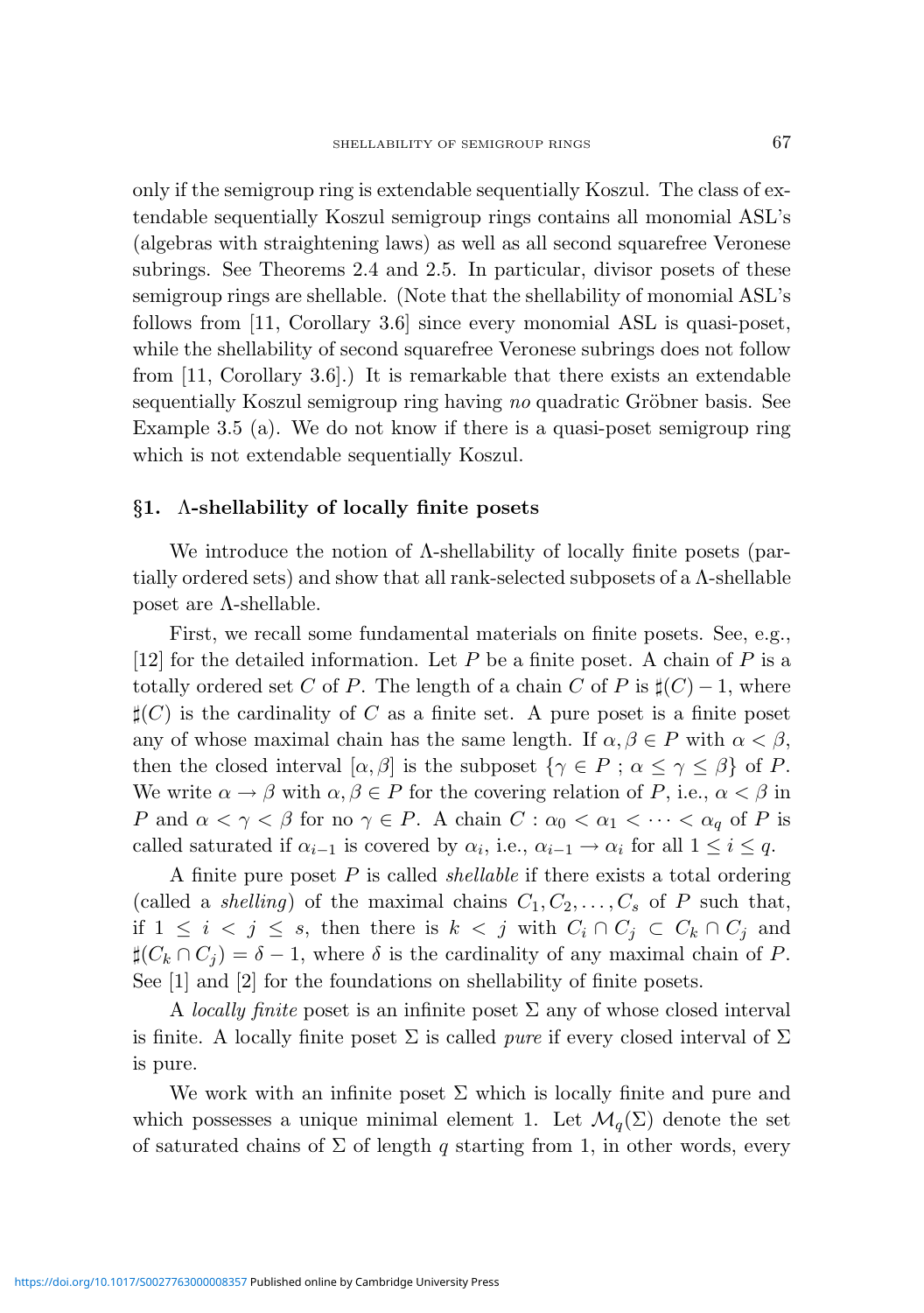only if the semigroup ring is extendable sequentially Koszul. The class of extendable sequentially Koszul semigroup rings contains all monomial ASL's (algebras with straightening laws) as well as all second squarefree Veronese subrings. See Theorems 2.4 and 2.5. In particular, divisor posets of these semigroup rings are shellable. (Note that the shellability of monomial ASL's follows from [11, Corollary 3.6] since every monomial ASL is quasi-poset, while the shellability of second squarefree Veronese subrings does not follow from [11, Corollary 3.6].) It is remarkable that there exists an extendable sequentially Koszul semigroup ring having *no* quadratic Gröbner basis. See Example 3.5 (a). We do not know if there is a quasi-poset semigroup ring which is not extendable sequentially Koszul.

## §1. $\Lambda$-shellability of locally finite posets

We introduce the notion of $\Lambda$-shellability of locally finite posets (partially ordered sets) and show that all rank-selected subposets of a $\Lambda$-shellable poset are $\Lambda$-shellable.

First, we recall some fundamental materials on finite posets. See, e.g., [12] for the detailed information. Let $P$ be a finite poset. A chain of $P$ is a totally ordered set $C$ of $P$. The length of a chain $C$ of $P$ is $\sharp(C) - 1$, where $\sharp(C)$ is the cardinality of $C$ as a finite set. A pure poset is a finite poset any of whose maximal chain has the same length. If $\alpha, \beta \in P$ with $\alpha < \beta$, then the closed interval $[\alpha, \beta]$ is the subposet $\{\gamma \in P \; ; \; \alpha \leq \gamma \leq \beta\}$ of $P$. We write $\alpha \to \beta$ with $\alpha, \beta \in P$ for the covering relation of $P$, i.e., $\alpha < \beta$ in $P$ and $\alpha < \gamma < \beta$ for no $\gamma \in P$. A chain $C : \alpha_0 < \alpha_1 < \cdots < \alpha_q$ of $P$ is called saturated if $\alpha_{i-1}$ is covered by $\alpha_i$, i.e., $\alpha_{i-1} \to \alpha_i$ for all $1 \leq i \leq q$.

A finite pure poset $P$ is called *shellable* if there exists a total ordering (called a *shelling*) of the maximal chains $C_1, C_2, \ldots, C_s$ of $P$ such that, if $1 \leq i < j \leq s$, then there is $k < j$ with $C_i \cap C_j \subset C_k \cap C_j$ and $\sharp(C_k \cap C_j) = \delta - 1$, where $\delta$ is the cardinality of any maximal chain of $P$. See [1] and [2] for the foundations on shellability of finite posets.

A *locally finite* poset is an infinite poset $\Sigma$ any of whose closed interval is finite. A locally finite poset $\Sigma$ is called *pure* if every closed interval of $\Sigma$ is pure.

We work with an infinite poset $\Sigma$ which is locally finite and pure and which possesses a unique minimal element 1. Let $\mathcal{M}_q(\Sigma)$ denote the set of saturated chains of $\Sigma$ of length $q$ starting from 1, in other words, every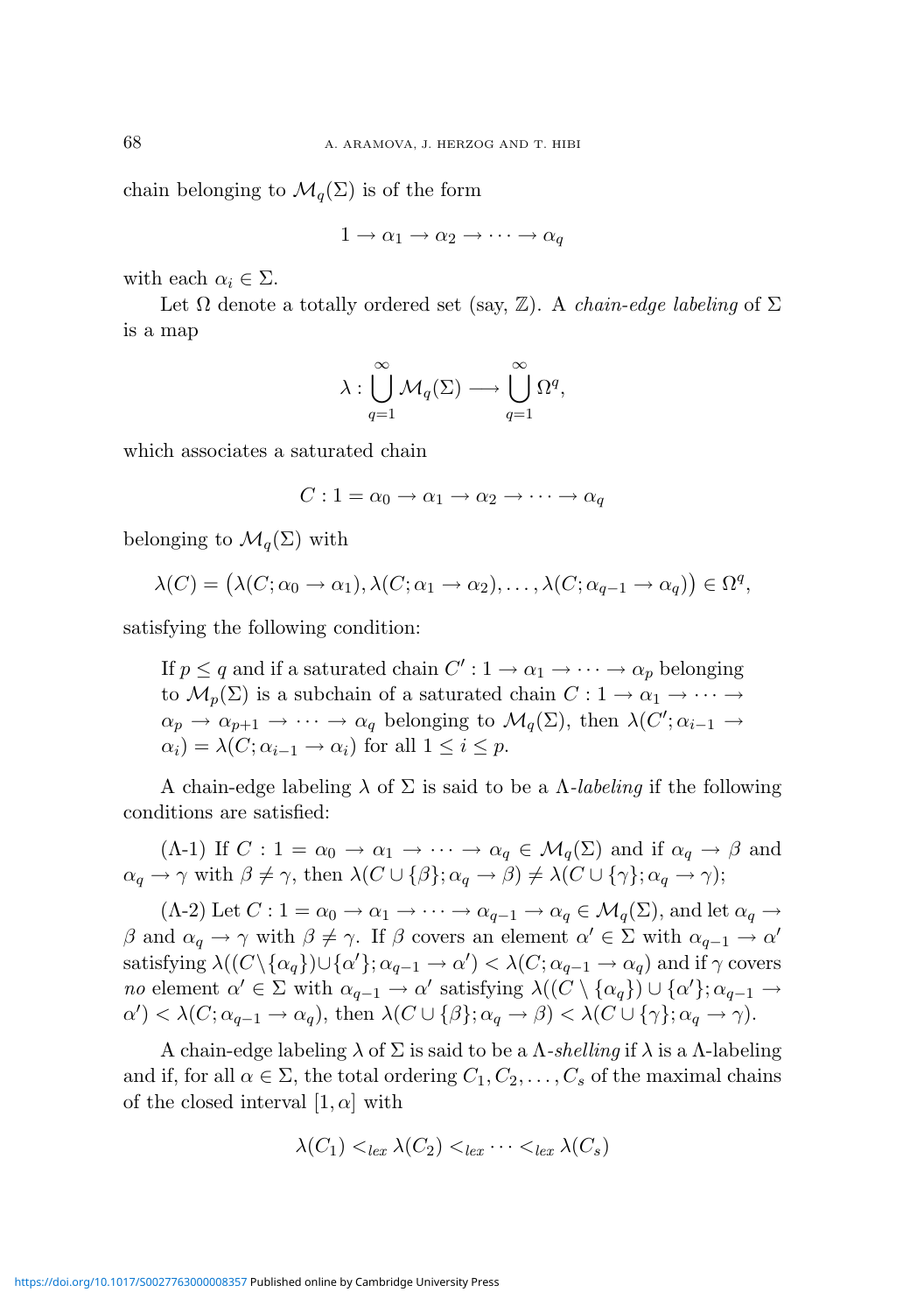chain belonging to $\mathcal{M}_q(\Sigma)$ is of the form

$$1 \to \alpha_1 \to \alpha_2 \to \cdots \to \alpha_q$$

with each $\alpha_i \in \Sigma$.

Let $\Omega$ denote a totally ordered set (say, $\mathbb{Z}$). A *chain-edge labeling* of $\Sigma$ is a map

$$\lambda : \bigcup_{q=1}^{\infty} \mathcal{M}_q(\Sigma) \longrightarrow \bigcup_{q=1}^{\infty} \Omega^q,$$

which associates a saturated chain

$$C : 1 = \alpha_0 \to \alpha_1 \to \alpha_2 \to \cdots \to \alpha_q$$

belonging to $\mathcal{M}_q(\Sigma)$ with

$$\lambda(C) = \big(\lambda(C; \alpha_0 \to \alpha_1), \lambda(C; \alpha_1 \to \alpha_2), \ldots, \lambda(C; \alpha_{q-1} \to \alpha_q)\big) \in \Omega^q,$$

satisfying the following condition:

> If $p \leq q$ and if a saturated chain $C' : 1 \to \alpha_1 \to \cdots \to \alpha_p$ belonging to $\mathcal{M}_p(\Sigma)$ is a subchain of a saturated chain $C : 1 \to \alpha_1 \to \cdots \to \alpha_p \to \alpha_{p+1} \to \cdots \to \alpha_q$ belonging to $\mathcal{M}_q(\Sigma)$, then $\lambda(C'; \alpha_{i-1} \to \alpha_i) = \lambda(C; \alpha_{i-1} \to \alpha_i)$ for all $1 \leq i \leq p$.

A chain-edge labeling $\lambda$ of $\Sigma$ is said to be a $\Lambda$-*labeling* if the following conditions are satisfied:

($\Lambda$-1) If $C : 1 = \alpha_0 \to \alpha_1 \to \cdots \to \alpha_q \in \mathcal{M}_q(\Sigma)$ and if $\alpha_q \to \beta$ and $\alpha_q \to \gamma$ with $\beta \neq \gamma$, then $\lambda(C \cup \{\beta\}; \alpha_q \to \beta) \neq \lambda(C \cup \{\gamma\}; \alpha_q \to \gamma)$;

($\Lambda$-2) Let $C : 1 = \alpha_0 \to \alpha_1 \to \cdots \to \alpha_{q-1} \to \alpha_q \in \mathcal{M}_q(\Sigma)$, and let $\alpha_q \to \beta$ and $\alpha_q \to \gamma$ with $\beta \neq \gamma$. If $\beta$ covers an element $\alpha' \in \Sigma$ with $\alpha_{q-1} \to \alpha'$ satisfying $\lambda((C \setminus \{\alpha_q\}) \cup \{\alpha'\}; \alpha_{q-1} \to \alpha') < \lambda(C; \alpha_{q-1} \to \alpha_q)$ and if $\gamma$ covers *no* element $\alpha' \in \Sigma$ with $\alpha_{q-1} \to \alpha'$ satisfying $\lambda((C \setminus \{\alpha_q\}) \cup \{\alpha'\}; \alpha_{q-1} \to \alpha') < \lambda(C; \alpha_{q-1} \to \alpha_q)$, then $\lambda(C \cup \{\beta\}; \alpha_q \to \beta) < \lambda(C \cup \{\gamma\}; \alpha_q \to \gamma)$.

A chain-edge labeling $\lambda$ of $\Sigma$ is said to be a $\Lambda$-*shelling* if $\lambda$ is a $\Lambda$-labeling and if, for all $\alpha \in \Sigma$, the total ordering $C_1, C_2, \ldots, C_s$ of the maximal chains of the closed interval $[1, \alpha]$ with

$$\lambda(C_1) <_{lex} \lambda(C_2) <_{lex} \cdots <_{lex} \lambda(C_s)$$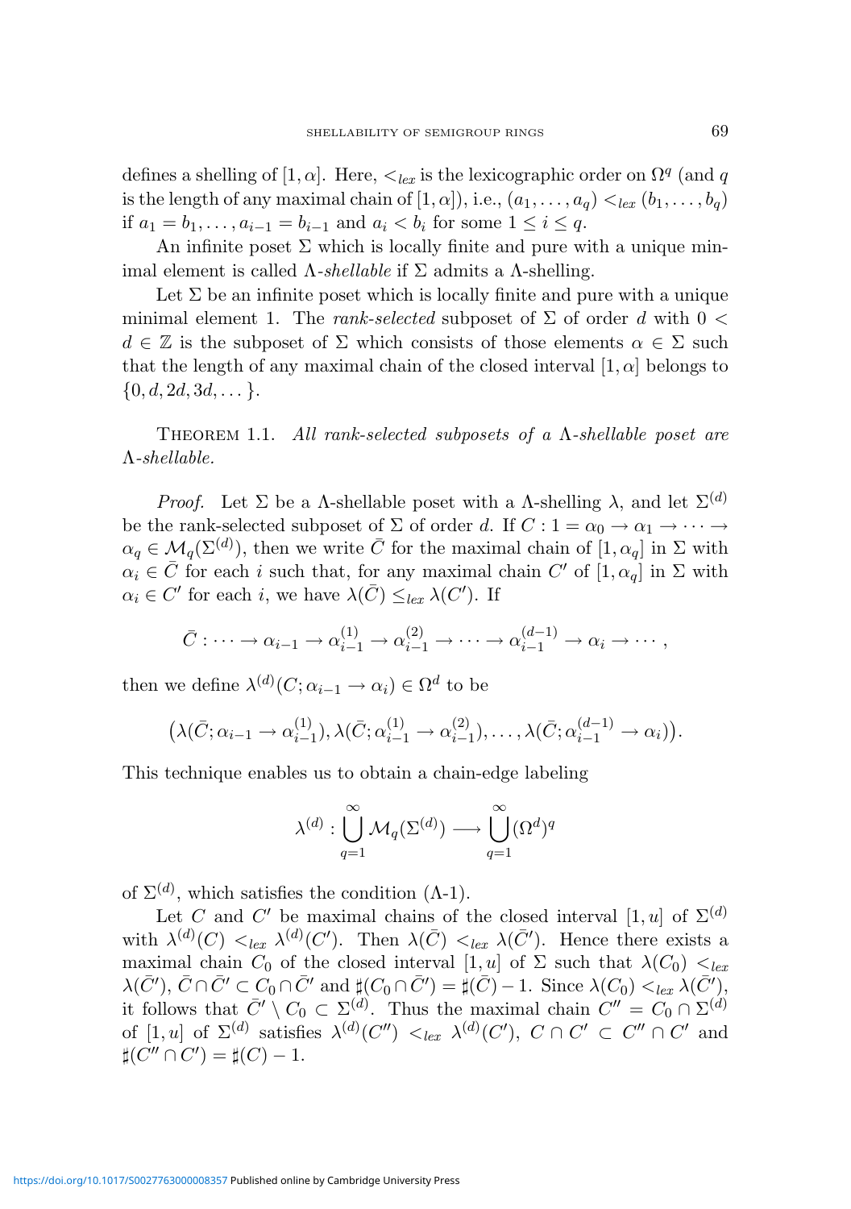defines a shelling of $[1, \alpha]$. Here, $<_{lex}$ is the lexicographic order on $\Omega^q$ (and $q$ is the length of any maximal chain of $[1, \alpha]$), i.e., $(a_1, \dots, a_q) <_{lex} (b_1, \dots, b_q)$ if $a_1 = b_1, \dots, a_{i-1} = b_{i-1}$ and $a_i < b_i$ for some $1 \leq i \leq q$.

An infinite poset $\Sigma$ which is locally finite and pure with a unique minimal element is called *$\Lambda$-shellable* if $\Sigma$ admits a $\Lambda$-shelling.

Let $\Sigma$ be an infinite poset which is locally finite and pure with a unique minimal element 1. The *rank-selected* subposet of $\Sigma$ of order $d$ with $0 < d \in \mathbb{Z}$ is the subposet of $\Sigma$ which consists of those elements $\alpha \in \Sigma$ such that the length of any maximal chain of the closed interval $[1, \alpha]$ belongs to $\{0, d, 2d, 3d, \dots\}$.

THEOREM 1.1. *All rank-selected subposets of a $\Lambda$-shellable poset are $\Lambda$-shellable.*

*Proof.* Let $\Sigma$ be a $\Lambda$-shellable poset with a $\Lambda$-shelling $\lambda$, and let $\Sigma^{(d)}$ be the rank-selected subposet of $\Sigma$ of order $d$. If $C : 1 = \alpha_0 \to \alpha_1 \to \cdots \to \alpha_q \in \mathcal{M}_q(\Sigma^{(d)})$, then we write $\bar{C}$ for the maximal chain of $[1, \alpha_q]$ in $\Sigma$ with $\alpha_i \in \bar{C}$ for each $i$ such that, for any maximal chain $C'$ of $[1, \alpha_q]$ in $\Sigma$ with $\alpha_i \in C'$ for each $i$, we have $\lambda(\bar{C}) \leq_{lex} \lambda(C')$. If

$$\bar{C} : \cdots \to \alpha_{i-1} \to \alpha_{i-1}^{(1)} \to \alpha_{i-1}^{(2)} \to \cdots \to \alpha_{i-1}^{(d-1)} \to \alpha_i \to \cdots,$$

then we define $\lambda^{(d)}(C; \alpha_{i-1} \to \alpha_i) \in \Omega^d$ to be

$$\big(\lambda(\bar{C}; \alpha_{i-1} \to \alpha_{i-1}^{(1)}), \lambda(\bar{C}; \alpha_{i-1}^{(1)} \to \alpha_{i-1}^{(2)}), \dots, \lambda(\bar{C}; \alpha_{i-1}^{(d-1)} \to \alpha_i)\big).$$

This technique enables us to obtain a chain-edge labeling

$$\lambda^{(d)} : \bigcup_{q=1}^{\infty} \mathcal{M}_q(\Sigma^{(d)}) \longrightarrow \bigcup_{q=1}^{\infty} (\Omega^d)^q$$

of $\Sigma^{(d)}$, which satisfies the condition ($\Lambda$-1).

Let $C$ and $C'$ be maximal chains of the closed interval $[1, u]$ of $\Sigma^{(d)}$ with $\lambda^{(d)}(C) <_{lex} \lambda^{(d)}(C')$. Then $\lambda(\bar{C}) <_{lex} \lambda(\bar{C}')$. Hence there exists a maximal chain $C_0$ of the closed interval $[1, u]$ of $\Sigma$ such that $\lambda(C_0) <_{lex} \lambda(\bar{C}')$, $\bar{C} \cap \bar{C}' \subset C_0 \cap \bar{C}'$ and $\sharp(C_0 \cap \bar{C}') = \sharp(\bar{C}) - 1$. Since $\lambda(C_0) <_{lex} \lambda(\bar{C}')$, it follows that $\bar{C}' \setminus C_0 \subset \Sigma^{(d)}$. Thus the maximal chain $C'' = C_0 \cap \Sigma^{(d)}$ of $[1, u]$ of $\Sigma^{(d)}$ satisfies $\lambda^{(d)}(C'') <_{lex} \lambda^{(d)}(C')$, $C \cap C' \subset C'' \cap C'$ and $\sharp(C'' \cap C') = \sharp(C) - 1$.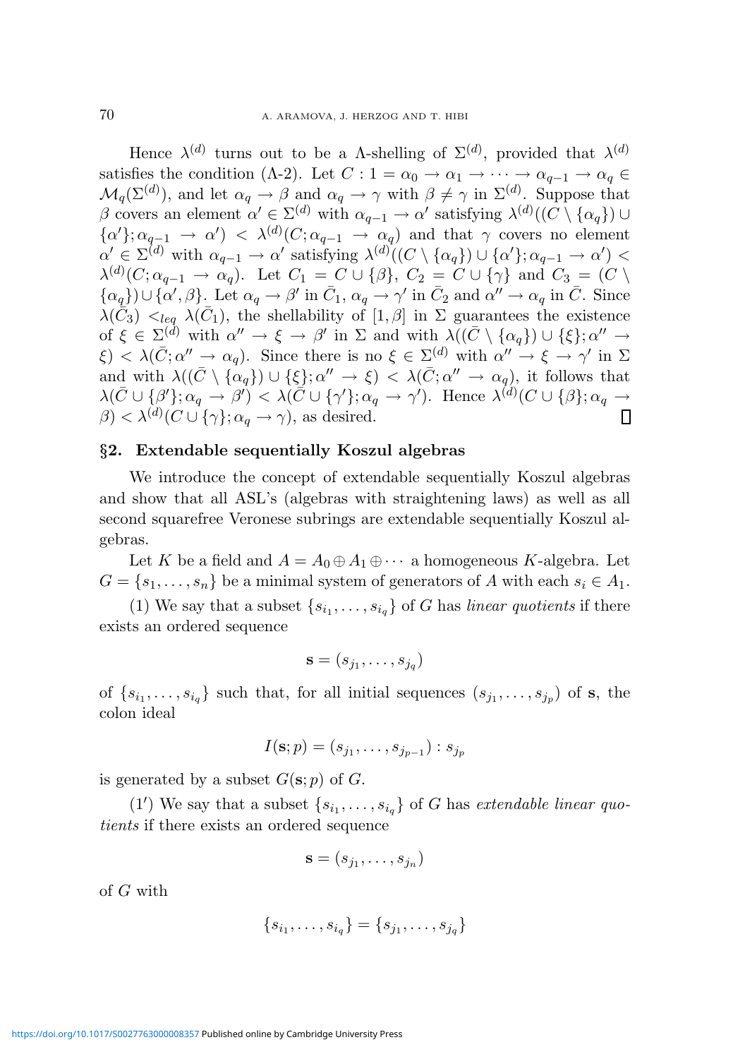Hence $\lambda^{(d)}$ turns out to be a $\Lambda$-shelling of $\Sigma^{(d)}$, provided that $\lambda^{(d)}$ satisfies the condition ($\Lambda$-2). Let $C: 1 = \alpha_0 \to \alpha_1 \to \cdots \to \alpha_{q-1} \to \alpha_q \in \mathcal{M}_q(\Sigma^{(d)})$, and let $\alpha_q \to \beta$ and $\alpha_q \to \gamma$ with $\beta \neq \gamma$ in $\Sigma^{(d)}$. Suppose that $\beta$ covers an element $\alpha' \in \Sigma^{(d)}$ with $\alpha_{q-1} \to \alpha'$ satisfying $\lambda^{(d)}((C \setminus \{\alpha_q\}) \cup \{\alpha'\}; \alpha_{q-1} \to \alpha') < \lambda^{(d)}(C; \alpha_{q-1} \to \alpha_q)$ and that $\gamma$ covers no element $\alpha' \in \Sigma^{(d)}$ with $\alpha_{q-1} \to \alpha'$ satisfying $\lambda^{(d)}((C \setminus \{\alpha_q\}) \cup \{\alpha'\}; \alpha_{q-1} \to \alpha') < \lambda^{(d)}(C; \alpha_{q-1} \to \alpha_q)$. Let $C_1 = C \cup \{\beta\}$, $C_2 = C \cup \{\gamma\}$ and $C_3 = (C \setminus \{\alpha_q\}) \cup \{\alpha', \beta\}$. Let $\alpha_q \to \beta'$ in $\bar{C}_1$, $\alpha_q \to \gamma'$ in $\bar{C}_2$ and $\alpha'' \to \alpha_q$ in $\bar{C}$. Since $\lambda(\bar{C}_3) <_{leq} \lambda(\bar{C}_1)$, the shellability of $[1, \beta]$ in $\Sigma$ guarantees the existence of $\xi \in \Sigma^{(d)}$ with $\alpha'' \to \xi \to \beta'$ in $\Sigma$ and with $\lambda((\bar{C} \setminus \{\alpha_q\}) \cup \{\xi\}; \alpha'' \to \xi) < \lambda(\bar{C}; \alpha'' \to \alpha_q)$. Since there is no $\xi \in \Sigma^{(d)}$ with $\alpha'' \to \xi \to \gamma'$ in $\Sigma$ and with $\lambda((\bar{C} \setminus \{\alpha_q\}) \cup \{\xi\}; \alpha'' \to \xi) < \lambda(\bar{C}; \alpha'' \to \alpha_q)$, it follows that $\lambda(\bar{C} \cup \{\beta'\}; \alpha_q \to \beta') < \lambda(\bar{C} \cup \{\gamma'\}; \alpha_q \to \gamma')$. Hence $\lambda^{(d)}(C \cup \{\beta\}; \alpha_q \to \beta) < \lambda^{(d)}(C \cup \{\gamma\}; \alpha_q \to \gamma)$, as desired. ∎

## §2. Extendable sequentially Koszul algebras

We introduce the concept of extendable sequentially Koszul algebras and show that all ASL's (algebras with straightening laws) as well as all second squarefree Veronese subrings are extendable sequentially Koszul algebras.

Let $K$ be a field and $A = A_0 \oplus A_1 \oplus \cdots$ a homogeneous $K$-algebra. Let $G = \{s_1, \ldots, s_n\}$ be a minimal system of generators of $A$ with each $s_i \in A_1$.

(1) We say that a subset $\{s_{i_1}, \ldots, s_{i_q}\}$ of $G$ has *linear quotients* if there exists an ordered sequence

$$\mathbf{s} = (s_{j_1}, \ldots, s_{j_q})$$

of $\{s_{i_1}, \ldots, s_{i_q}\}$ such that, for all initial sequences $(s_{j_1}, \ldots, s_{j_p})$ of $\mathbf{s}$, the colon ideal

$$I(\mathbf{s}; p) = (s_{j_1}, \ldots, s_{j_{p-1}}) : s_{j_p}$$

is generated by a subset $G(\mathbf{s}; p)$ of $G$.

(1′) We say that a subset $\{s_{i_1}, \ldots, s_{i_q}\}$ of $G$ has *extendable linear quotients* if there exists an ordered sequence

$$\mathbf{s} = (s_{j_1}, \ldots, s_{j_n})$$

of $G$ with

$$\{s_{i_1}, \ldots, s_{i_q}\} = \{s_{j_1}, \ldots, s_{j_q}\}$$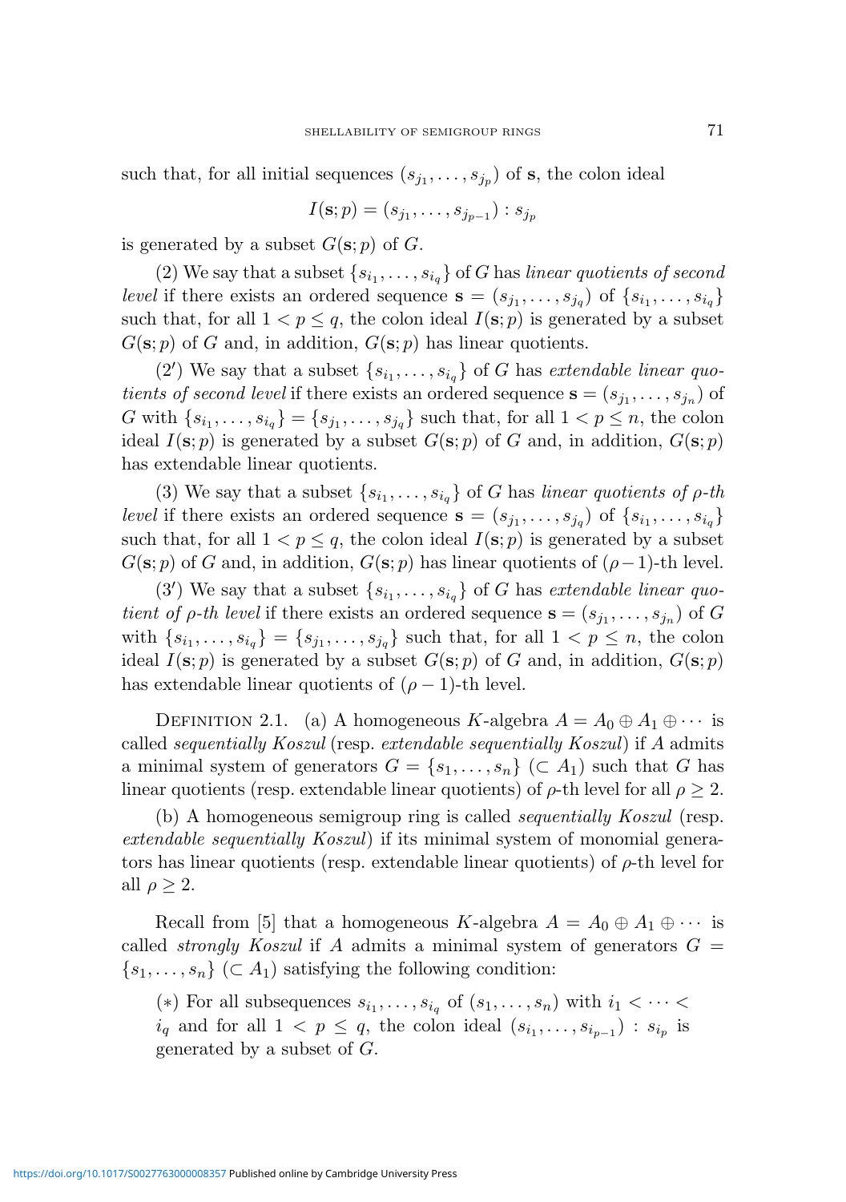such that, for all initial sequences $(s_{j_1}, \ldots, s_{j_p})$ of $\mathbf{s}$, the colon ideal

$$I(\mathbf{s}; p) = (s_{j_1}, \ldots, s_{j_{p-1}}) : s_{j_p}$$

is generated by a subset $G(\mathbf{s}; p)$ of $G$.

(2) We say that a subset $\{s_{i_1}, \ldots, s_{i_q}\}$ of $G$ has *linear quotients of second level* if there exists an ordered sequence $\mathbf{s} = (s_{j_1}, \ldots, s_{j_q})$ of $\{s_{i_1}, \ldots, s_{i_q}\}$ such that, for all $1 < p \leq q$, the colon ideal $I(\mathbf{s}; p)$ is generated by a subset $G(\mathbf{s}; p)$ of $G$ and, in addition, $G(\mathbf{s}; p)$ has linear quotients.

(2′) We say that a subset $\{s_{i_1}, \ldots, s_{i_q}\}$ of $G$ has *extendable linear quotients of second level* if there exists an ordered sequence $\mathbf{s} = (s_{j_1}, \ldots, s_{j_n})$ of $G$ with $\{s_{i_1}, \ldots, s_{i_q}\} = \{s_{j_1}, \ldots, s_{j_q}\}$ such that, for all $1 < p \leq n$, the colon ideal $I(\mathbf{s}; p)$ is generated by a subset $G(\mathbf{s}; p)$ of $G$ and, in addition, $G(\mathbf{s}; p)$ has extendable linear quotients.

(3) We say that a subset $\{s_{i_1}, \ldots, s_{i_q}\}$ of $G$ has *linear quotients of $\rho$-th level* if there exists an ordered sequence $\mathbf{s} = (s_{j_1}, \ldots, s_{j_q})$ of $\{s_{i_1}, \ldots, s_{i_q}\}$ such that, for all $1 < p \leq q$, the colon ideal $I(\mathbf{s}; p)$ is generated by a subset $G(\mathbf{s}; p)$ of $G$ and, in addition, $G(\mathbf{s}; p)$ has linear quotients of $(\rho - 1)$-th level.

(3′) We say that a subset $\{s_{i_1}, \ldots, s_{i_q}\}$ of $G$ has *extendable linear quotient of $\rho$-th level* if there exists an ordered sequence $\mathbf{s} = (s_{j_1}, \ldots, s_{j_n})$ of $G$ with $\{s_{i_1}, \ldots, s_{i_q}\} = \{s_{j_1}, \ldots, s_{j_q}\}$ such that, for all $1 < p \leq n$, the colon ideal $I(\mathbf{s}; p)$ is generated by a subset $G(\mathbf{s}; p)$ of $G$ and, in addition, $G(\mathbf{s}; p)$ has extendable linear quotients of $(\rho - 1)$-th level.

Definition 2.1. (a) A homogeneous $K$-algebra $A = A_0 \oplus A_1 \oplus \cdots$ is called *sequentially Koszul* (resp. *extendable sequentially Koszul*) if $A$ admits a minimal system of generators $G = \{s_1, \ldots, s_n\}$ $(\subset A_1)$ such that $G$ has linear quotients (resp. extendable linear quotients) of $\rho$-th level for all $\rho \geq 2$.

(b) A homogeneous semigroup ring is called *sequentially Koszul* (resp. *extendable sequentially Koszul*) if its minimal system of monomial generators has linear quotients (resp. extendable linear quotients) of $\rho$-th level for all $\rho \geq 2$.

Recall from [5] that a homogeneous $K$-algebra $A = A_0 \oplus A_1 \oplus \cdots$ is called *strongly Koszul* if $A$ admits a minimal system of generators $G = \{s_1, \ldots, s_n\}$ $(\subset A_1)$ satisfying the following condition:

> $(*)$ For all subsequences $s_{i_1}, \ldots, s_{i_q}$ of $(s_1, \ldots, s_n)$ with $i_1 < \cdots < i_q$ and for all $1 < p \leq q$, the colon ideal $(s_{i_1}, \ldots, s_{i_{p-1}}) : s_{i_p}$ is generated by a subset of $G$.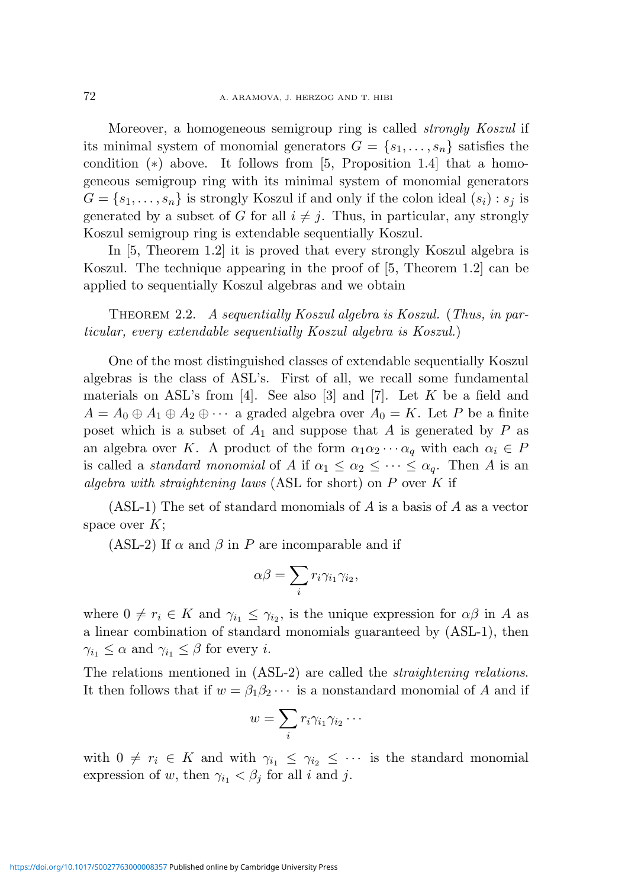Moreover, a homogeneous semigroup ring is called *strongly Koszul* if its minimal system of monomial generators $G = \{s_1, \ldots, s_n\}$ satisfies the condition $(*)$ above. It follows from [5, Proposition 1.4] that a homogeneous semigroup ring with its minimal system of monomial generators $G = \{s_1, \ldots, s_n\}$ is strongly Koszul if and only if the colon ideal $(s_i) : s_j$ is generated by a subset of $G$ for all $i \neq j$. Thus, in particular, any strongly Koszul semigroup ring is extendable sequentially Koszul.

In [5, Theorem 1.2] it is proved that every strongly Koszul algebra is Koszul. The technique appearing in the proof of [5, Theorem 1.2] can be applied to sequentially Koszul algebras and we obtain

Theorem 2.2. *A sequentially Koszul algebra is Koszul.* (*Thus, in particular, every extendable sequentially Koszul algebra is Koszul.*)

One of the most distinguished classes of extendable sequentially Koszul algebras is the class of ASL's. First of all, we recall some fundamental materials on ASL's from [4]. See also [3] and [7]. Let $K$ be a field and $A = A_0 \oplus A_1 \oplus A_2 \oplus \cdots$ a graded algebra over $A_0 = K$. Let $P$ be a finite poset which is a subset of $A_1$ and suppose that $A$ is generated by $P$ as an algebra over $K$. A product of the form $\alpha_1 \alpha_2 \cdots \alpha_q$ with each $\alpha_i \in P$ is called a *standard monomial* of $A$ if $\alpha_1 \leq \alpha_2 \leq \cdots \leq \alpha_q$. Then $A$ is an *algebra with straightening laws* (ASL for short) on $P$ over $K$ if

(ASL-1) The set of standard monomials of $A$ is a basis of $A$ as a vector space over $K$;

(ASL-2) If $\alpha$ and $\beta$ in $P$ are incomparable and if

$$\alpha\beta = \sum_i r_i \gamma_{i_1} \gamma_{i_2},$$

where $0 \neq r_i \in K$ and $\gamma_{i_1} \leq \gamma_{i_2}$, is the unique expression for $\alpha\beta$ in $A$ as a linear combination of standard monomials guaranteed by (ASL-1), then $\gamma_{i_1} \leq \alpha$ and $\gamma_{i_1} \leq \beta$ for every $i$.

The relations mentioned in (ASL-2) are called the *straightening relations.* It then follows that if $w = \beta_1 \beta_2 \cdots$ is a nonstandard monomial of $A$ and if

$$w = \sum_i r_i \gamma_{i_1} \gamma_{i_2} \cdots$$

with $0 \neq r_i \in K$ and with $\gamma_{i_1} \leq \gamma_{i_2} \leq \cdots$ is the standard monomial expression of $w$, then $\gamma_{i_1} < \beta_j$ for all $i$ and $j$.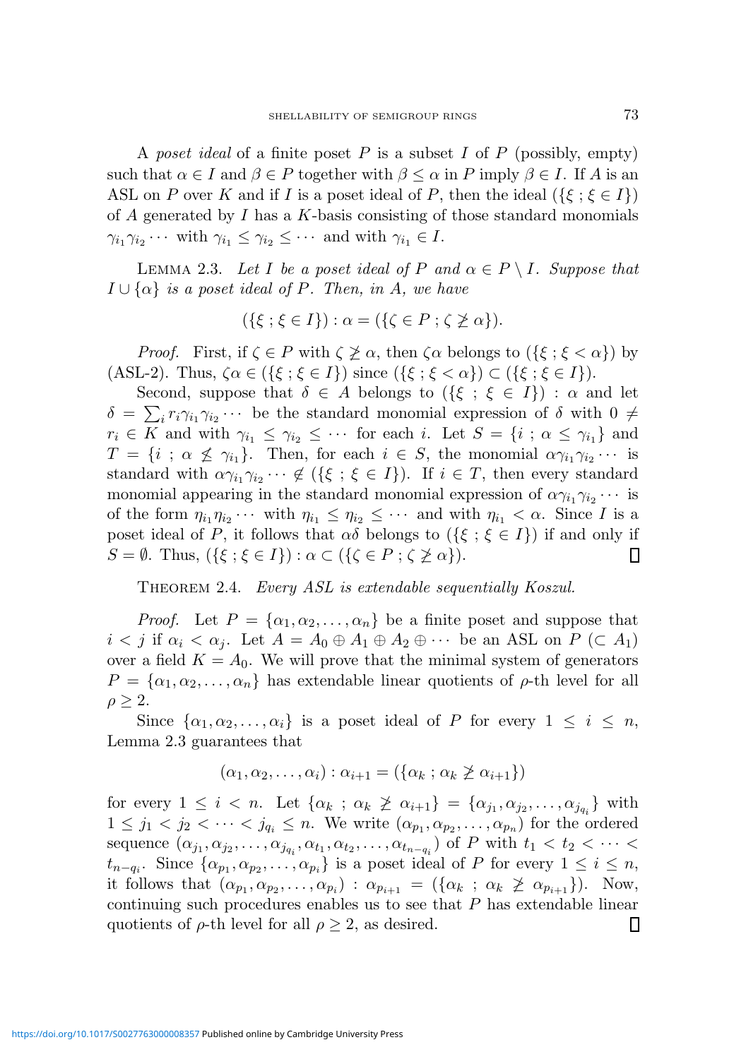A *poset ideal* of a finite poset $P$ is a subset $I$ of $P$ (possibly, empty) such that $\alpha \in I$ and $\beta \in P$ together with $\beta \leq \alpha$ in $P$ imply $\beta \in I$. If $A$ is an ASL on $P$ over $K$ and if $I$ is a poset ideal of $P$, then the ideal $(\{\xi\,;\,\xi \in I\})$ of $A$ generated by $I$ has a $K$-basis consisting of those standard monomials $\gamma_{i_1}\gamma_{i_2}\cdots$ with $\gamma_{i_1} \leq \gamma_{i_2} \leq \cdots$ and with $\gamma_{i_1} \in I$.

Lemma 2.3. *Let $I$ be a poset ideal of $P$ and $\alpha \in P \setminus I$. Suppose that $I \cup \{\alpha\}$ is a poset ideal of $P$. Then, in $A$, we have*

$$(\{\xi\,;\,\xi \in I\}) : \alpha = (\{\zeta \in P\,;\,\zeta \ngeq \alpha\}).$$

*Proof.* First, if $\zeta \in P$ with $\zeta \ngeq \alpha$, then $\zeta\alpha$ belongs to $(\{\xi\,;\,\xi < \alpha\})$ by (ASL-2). Thus, $\zeta\alpha \in (\{\xi\,;\,\xi \in I\})$ since $(\{\xi\,;\,\xi < \alpha\}) \subset (\{\xi\,;\,\xi \in I\})$.

Second, suppose that $\delta \in A$ belongs to $(\{\xi\,;\,\xi \in I\}) : \alpha$ and let $\delta = \sum_i r_i\gamma_{i_1}\gamma_{i_2}\cdots$ be the standard monomial expression of $\delta$ with $0 \neq r_i \in K$ and with $\gamma_{i_1} \leq \gamma_{i_2} \leq \cdots$ for each $i$. Let $S = \{i\,;\,\alpha \leq \gamma_{i_1}\}$ and $T = \{i\,;\,\alpha \nleq \gamma_{i_1}\}$. Then, for each $i \in S$, the monomial $\alpha\gamma_{i_1}\gamma_{i_2}\cdots$ is standard with $\alpha\gamma_{i_1}\gamma_{i_2}\cdots \notin (\{\xi\,;\,\xi \in I\})$. If $i \in T$, then every standard monomial appearing in the standard monomial expression of $\alpha\gamma_{i_1}\gamma_{i_2}\cdots$ is of the form $\eta_{i_1}\eta_{i_2}\cdots$ with $\eta_{i_1} \leq \eta_{i_2} \leq \cdots$ and with $\eta_{i_1} < \alpha$. Since $I$ is a poset ideal of $P$, it follows that $\alpha\delta$ belongs to $(\{\xi\,;\,\xi \in I\})$ if and only if $S = \emptyset$. Thus, $(\{\xi\,;\,\xi \in I\}) : \alpha \subset (\{\zeta \in P\,;\,\zeta \ngeq \alpha\})$. ∎

Theorem 2.4. *Every ASL is extendable sequentially Koszul.*

*Proof.* Let $P = \{\alpha_1, \alpha_2, \ldots, \alpha_n\}$ be a finite poset and suppose that $i < j$ if $\alpha_i < \alpha_j$. Let $A = A_0 \oplus A_1 \oplus A_2 \oplus \cdots$ be an ASL on $P$ $(\subset A_1)$ over a field $K = A_0$. We will prove that the minimal system of generators $P = \{\alpha_1, \alpha_2, \ldots, \alpha_n\}$ has extendable linear quotients of $\rho$-th level for all $\rho \geq 2$.

Since $\{\alpha_1, \alpha_2, \ldots, \alpha_i\}$ is a poset ideal of $P$ for every $1 \leq i \leq n$, Lemma 2.3 guarantees that

$$(\alpha_1, \alpha_2, \ldots, \alpha_i) : \alpha_{i+1} = (\{\alpha_k\,;\,\alpha_k \ngeq \alpha_{i+1}\})$$

for every $1 \leq i < n$. Let $\{\alpha_k\,;\,\alpha_k \ngeq \alpha_{i+1}\} = \{\alpha_{j_1}, \alpha_{j_2}, \ldots, \alpha_{j_{q_i}}\}$ with $1 \leq j_1 < j_2 < \cdots < j_{q_i} \leq n$. We write $(\alpha_{p_1}, \alpha_{p_2}, \ldots, \alpha_{p_n})$ for the ordered sequence $(\alpha_{j_1}, \alpha_{j_2}, \ldots, \alpha_{j_{q_i}}, \alpha_{t_1}, \alpha_{t_2}, \ldots, \alpha_{t_{n-q_i}})$ of $P$ with $t_1 < t_2 < \cdots < t_{n-q_i}$. Since $\{\alpha_{p_1}, \alpha_{p_2}, \ldots, \alpha_{p_i}\}$ is a poset ideal of $P$ for every $1 \leq i \leq n$, it follows that $(\alpha_{p_1}, \alpha_{p_2}, \ldots, \alpha_{p_i}) : \alpha_{p_{i+1}} = (\{\alpha_k\,;\,\alpha_k \ngeq \alpha_{p_{i+1}}\})$. Now, continuing such procedures enables us to see that $P$ has extendable linear quotients of $\rho$-th level for all $\rho \geq 2$, as desired. ∎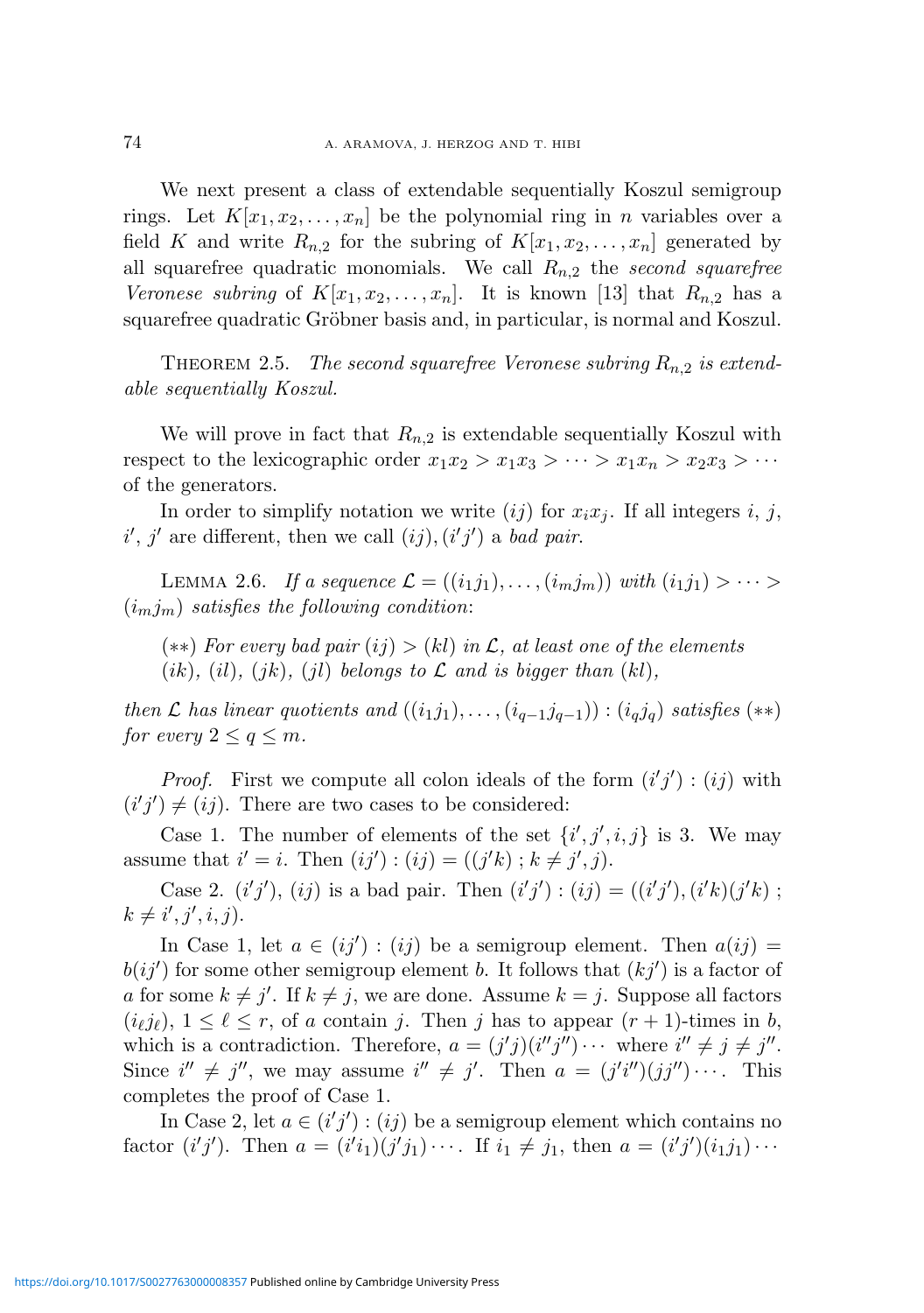We next present a class of extendable sequentially Koszul semigroup rings. Let $K[x_1, x_2, \ldots, x_n]$ be the polynomial ring in $n$ variables over a field $K$ and write $R_{n,2}$ for the subring of $K[x_1, x_2, \ldots, x_n]$ generated by all squarefree quadratic monomials. We call $R_{n,2}$ the *second squarefree Veronese subring* of $K[x_1, x_2, \ldots, x_n]$. It is known [13] that $R_{n,2}$ has a squarefree quadratic Gröbner basis and, in particular, is normal and Koszul.

THEOREM 2.5. *The second squarefree Veronese subring $R_{n,2}$ is extendable sequentially Koszul.*

We will prove in fact that $R_{n,2}$ is extendable sequentially Koszul with respect to the lexicographic order $x_1x_2 > x_1x_3 > \cdots > x_1x_n > x_2x_3 > \cdots$ of the generators.

In order to simplify notation we write $(ij)$ for $x_ix_j$. If all integers $i$, $j$, $i'$, $j'$ are different, then we call $(ij), (i'j')$ a *bad pair*.

LEMMA 2.6. *If a sequence $\mathcal{L} = ((i_1j_1), \ldots, (i_mj_m))$ with $(i_1j_1) > \cdots > (i_mj_m)$ satisfies the following condition*:

> $(**)$ *For every bad pair $(ij) > (kl)$ in $\mathcal{L}$, at least one of the elements $(ik)$, $(il)$, $(jk)$, $(jl)$ belongs to $\mathcal{L}$ and is bigger than $(kl)$,*

*then $\mathcal{L}$ has linear quotients and $((i_1j_1), \ldots, (i_{q-1}j_{q-1})) : (i_qj_q)$ satisfies $(**)$ for every $2 \leq q \leq m$.*

*Proof.* First we compute all colon ideals of the form $(i'j') : (ij)$ with $(i'j') \neq (ij)$. There are two cases to be considered:

Case 1. The number of elements of the set $\{i', j', i, j\}$ is 3. We may assume that $i' = i$. Then $(ij') : (ij) = ((j'k)\ ;\ k \neq j', j)$.

Case 2. $(i'j')$, $(ij)$ is a bad pair. Then $(i'j') : (ij) = ((i'j'), (i'k)(j'k)\ ;\ k \neq i', j', i, j)$.

In Case 1, let $a \in (ij') : (ij)$ be a semigroup element. Then $a(ij) = b(ij')$ for some other semigroup element $b$. It follows that $(kj')$ is a factor of $a$ for some $k \neq j'$. If $k \neq j$, we are done. Assume $k = j$. Suppose all factors $(i_\ell j_\ell)$, $1 \leq \ell \leq r$, of $a$ contain $j$. Then $j$ has to appear $(r+1)$-times in $b$, which is a contradiction. Therefore, $a = (j'j)(i''j'') \cdots$ where $i'' \neq j \neq j''$. Since $i'' \neq j''$, we may assume $i'' \neq j'$. Then $a = (j'i'')(jj'') \cdots$. This completes the proof of Case 1.

In Case 2, let $a \in (i'j') : (ij)$ be a semigroup element which contains no factor $(i'j')$. Then $a = (i'i_1)(j'j_1) \cdots$. If $i_1 \neq j_1$, then $a = (i'j')(i_1j_1) \cdots$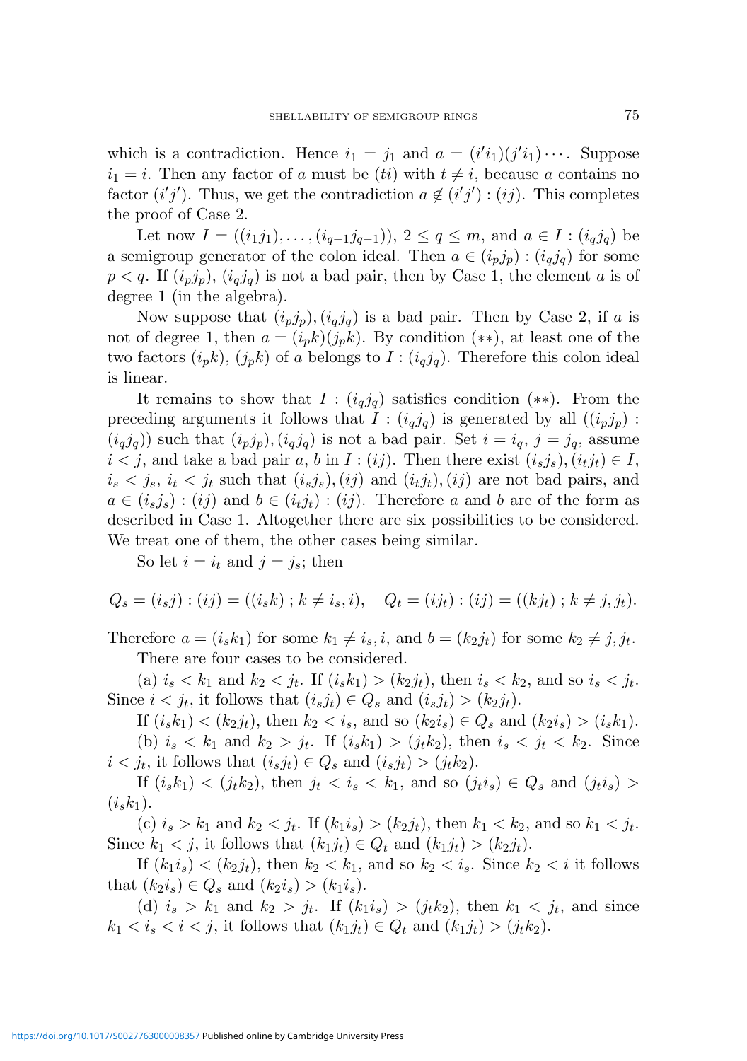which is a contradiction. Hence $i_1 = j_1$ and $a = (i'i_1)(j'i_1)\cdots$. Suppose $i_1 = i$. Then any factor of $a$ must be $(ti)$ with $t \neq i$, because $a$ contains no factor $(i'j')$. Thus, we get the contradiction $a \notin (i'j') : (ij)$. This completes the proof of Case 2.

Let now $I = ((i_1j_1), \ldots, (i_{q-1}j_{q-1}))$, $2 \leq q \leq m$, and $a \in I : (i_qj_q)$ be a semigroup generator of the colon ideal. Then $a \in (i_pj_p) : (i_qj_q)$ for some $p < q$. If $(i_pj_p)$, $(i_qj_q)$ is not a bad pair, then by Case 1, the element $a$ is of degree 1 (in the algebra).

Now suppose that $(i_pj_p), (i_qj_q)$ is a bad pair. Then by Case 2, if $a$ is not of degree 1, then $a = (i_pk)(j_pk)$. By condition $(**)$, at least one of the two factors $(i_pk)$, $(j_pk)$ of $a$ belongs to $I : (i_qj_q)$. Therefore this colon ideal is linear.

It remains to show that $I : (i_qj_q)$ satisfies condition $(**)$. From the preceding arguments it follows that $I : (i_qj_q)$ is generated by all $((i_pj_p) : (i_qj_q))$ such that $(i_pj_p), (i_qj_q)$ is not a bad pair. Set $i = i_q$, $j = j_q$, assume $i < j$, and take a bad pair $a$, $b$ in $I : (ij)$. Then there exist $(i_sj_s), (i_tj_t) \in I$, $i_s < j_s$, $i_t < j_t$ such that $(i_sj_s), (ij)$ and $(i_tj_t), (ij)$ are not bad pairs, and $a \in (i_sj_s) : (ij)$ and $b \in (i_tj_t) : (ij)$. Therefore $a$ and $b$ are of the form as described in Case 1. Altogether there are six possibilities to be considered. We treat one of them, the other cases being similar.

So let $i = i_t$ and $j = j_s$; then

$$Q_s = (i_sj) : (ij) = ((i_sk)\,;\, k \neq i_s, i), \quad Q_t = (ij_t) : (ij) = ((kj_t)\,;\, k \neq j, j_t).$$

Therefore $a = (i_sk_1)$ for some $k_1 \neq i_s, i$, and $b = (k_2j_t)$ for some $k_2 \neq j, j_t$.

There are four cases to be considered.

(a) $i_s < k_1$ and $k_2 < j_t$. If $(i_sk_1) > (k_2j_t)$, then $i_s < k_2$, and so $i_s < j_t$. Since $i < j_t$, it follows that $(i_sj_t) \in Q_s$ and $(i_sj_t) > (k_2j_t)$.

If $(i_sk_1) < (k_2j_t)$, then $k_2 < i_s$, and so $(k_2i_s) \in Q_s$ and $(k_2i_s) > (i_sk_1)$.

(b) $i_s < k_1$ and $k_2 > j_t$. If $(i_sk_1) > (j_tk_2)$, then $i_s < j_t < k_2$. Since $i < j_t$, it follows that $(i_sj_t) \in Q_s$ and $(i_sj_t) > (j_tk_2)$.

If $(i_sk_1) < (j_tk_2)$, then $j_t < i_s < k_1$, and so $(j_ti_s) \in Q_s$ and $(j_ti_s) > (i_sk_1)$.

(c) $i_s > k_1$ and $k_2 < j_t$. If $(k_1i_s) > (k_2j_t)$, then $k_1 < k_2$, and so $k_1 < j_t$. Since $k_1 < j$, it follows that $(k_1j_t) \in Q_t$ and $(k_1j_t) > (k_2j_t)$.

If $(k_1i_s) < (k_2j_t)$, then $k_2 < k_1$, and so $k_2 < i_s$. Since $k_2 < i$ it follows that $(k_2i_s) \in Q_s$ and $(k_2i_s) > (k_1i_s)$.

(d) $i_s > k_1$ and $k_2 > j_t$. If $(k_1i_s) > (j_tk_2)$, then $k_1 < j_t$, and since $k_1 < i_s < i < j$, it follows that $(k_1j_t) \in Q_t$ and $(k_1j_t) > (j_tk_2)$.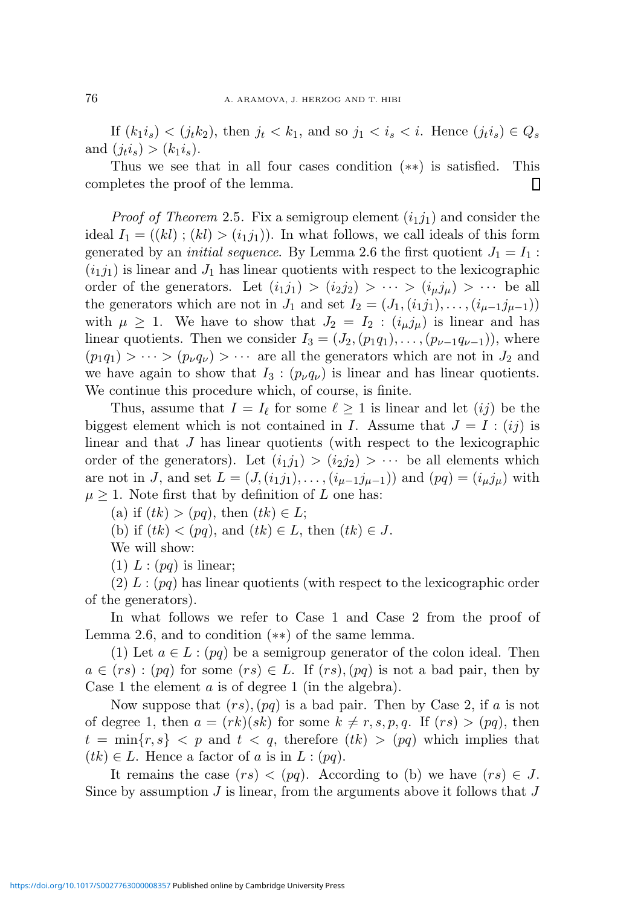If $(k_1 i_s) < (j_t k_2)$, then $j_t < k_1$, and so $j_1 < i_s < i$. Hence $(j_t i_s) \in Q_s$ and $(j_t i_s) > (k_1 i_s)$.

Thus we see that in all four cases condition $(**)$ is satisfied. This completes the proof of the lemma. $\square$

*Proof of Theorem* 2.5. Fix a semigroup element $(i_1 j_1)$ and consider the ideal $I_1 = ((kl)\ ;\ (kl) > (i_1 j_1))$. In what follows, we call ideals of this form generated by an *initial sequence*. By Lemma 2.6 the first quotient $J_1 = I_1 : (i_1 j_1)$ is linear and $J_1$ has linear quotients with respect to the lexicographic order of the generators. Let $(i_1 j_1) > (i_2 j_2) > \cdots > (i_\mu j_\mu) > \cdots$ be all the generators which are not in $J_1$ and set $I_2 = (J_1, (i_1 j_1), \ldots, (i_{\mu-1} j_{\mu-1}))$ with $\mu \geq 1$. We have to show that $J_2 = I_2 : (i_\mu j_\mu)$ is linear and has linear quotients. Then we consider $I_3 = (J_2, (p_1 q_1), \ldots, (p_{\nu-1} q_{\nu-1}))$, where $(p_1 q_1) > \cdots > (p_\nu q_\nu) > \cdots$ are all the generators which are not in $J_2$ and we have again to show that $I_3 : (p_\nu q_\nu)$ is linear and has linear quotients. We continue this procedure which, of course, is finite.

Thus, assume that $I = I_\ell$ for some $\ell \geq 1$ is linear and let $(ij)$ be the biggest element which is not contained in $I$. Assume that $J = I : (ij)$ is linear and that $J$ has linear quotients (with respect to the lexicographic order of the generators). Let $(i_1 j_1) > (i_2 j_2) > \cdots$ be all elements which are not in $J$, and set $L = (J, (i_1 j_1), \ldots, (i_{\mu-1} j_{\mu-1}))$ and $(pq) = (i_\mu j_\mu)$ with $\mu \geq 1$. Note first that by definition of $L$ one has:

(a) if $(tk) > (pq)$, then $(tk) \in L$;

(b) if $(tk) < (pq)$, and $(tk) \in L$, then $(tk) \in J$.

We will show:

(1) $L : (pq)$ is linear;

(2) $L : (pq)$ has linear quotients (with respect to the lexicographic order of the generators).

In what follows we refer to Case 1 and Case 2 from the proof of Lemma 2.6, and to condition $(**)$ of the same lemma.

(1) Let $a \in L : (pq)$ be a semigroup generator of the colon ideal. Then $a \in (rs) : (pq)$ for some $(rs) \in L$. If $(rs), (pq)$ is not a bad pair, then by Case 1 the element $a$ is of degree 1 (in the algebra).

Now suppose that $(rs), (pq)$ is a bad pair. Then by Case 2, if $a$ is not of degree 1, then $a = (rk)(sk)$ for some $k \neq r, s, p, q$. If $(rs) > (pq)$, then $t = \min\{r, s\} < p$ and $t < q$, therefore $(tk) > (pq)$ which implies that $(tk) \in L$. Hence a factor of $a$ is in $L : (pq)$.

It remains the case $(rs) < (pq)$. According to (b) we have $(rs) \in J$. Since by assumption $J$ is linear, from the arguments above it follows that $J$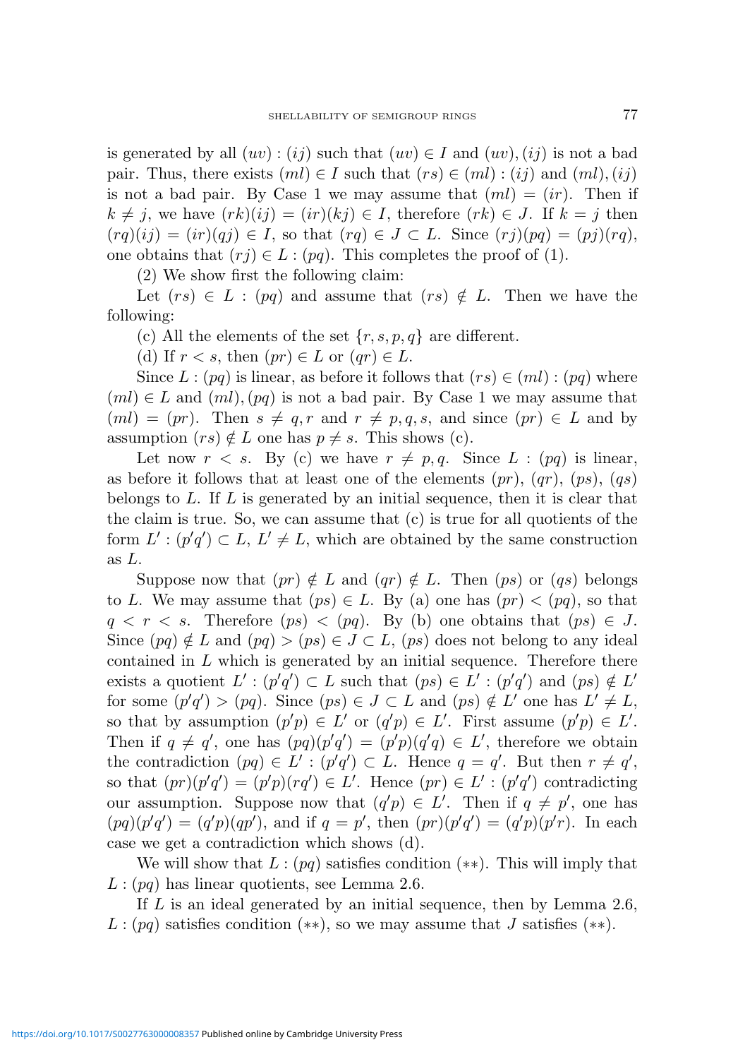is generated by all $(uv):(ij)$ such that $(uv) \in I$ and $(uv),(ij)$ is not a bad pair. Thus, there exists $(ml) \in I$ such that $(rs) \in (ml):(ij)$ and $(ml),(ij)$ is not a bad pair. By Case 1 we may assume that $(ml) = (ir)$. Then if $k \neq j$, we have $(rk)(ij) = (ir)(kj) \in I$, therefore $(rk) \in J$. If $k = j$ then $(rq)(ij) = (ir)(qj) \in I$, so that $(rq) \in J \subset L$. Since $(rj)(pq) = (pj)(rq)$, one obtains that $(rj) \in L:(pq)$. This completes the proof of (1).

(2) We show first the following claim:

Let $(rs) \in L:(pq)$ and assume that $(rs) \notin L$. Then we have the following:

(c) All the elements of the set $\{r, s, p, q\}$ are different.

(d) If $r < s$, then $(pr) \in L$ or $(qr) \in L$.

Since $L:(pq)$ is linear, as before it follows that $(rs) \in (ml):(pq)$ where $(ml) \in L$ and $(ml),(pq)$ is not a bad pair. By Case 1 we may assume that $(ml) = (pr)$. Then $s \neq q, r$ and $r \neq p, q, s$, and since $(pr) \in L$ and by assumption $(rs) \notin L$ one has $p \neq s$. This shows (c).

Let now $r < s$. By (c) we have $r \neq p, q$. Since $L:(pq)$ is linear, as before it follows that at least one of the elements $(pr)$, $(qr)$, $(ps)$, $(qs)$ belongs to $L$. If $L$ is generated by an initial sequence, then it is clear that the claim is true. So, we can assume that (c) is true for all quotients of the form $L':(p'q') \subset L$, $L' \neq L$, which are obtained by the same construction as $L$.

Suppose now that $(pr) \notin L$ and $(qr) \notin L$. Then $(ps)$ or $(qs)$ belongs to $L$. We may assume that $(ps) \in L$. By (a) one has $(pr) < (pq)$, so that $q < r < s$. Therefore $(ps) < (pq)$. By (b) one obtains that $(ps) \in J$. Since $(pq) \notin L$ and $(pq) > (ps) \in J \subset L$, $(ps)$ does not belong to any ideal contained in $L$ which is generated by an initial sequence. Therefore there exists a quotient $L':(p'q') \subset L$ such that $(ps) \in L':(p'q')$ and $(ps) \notin L'$ for some $(p'q') > (pq)$. Since $(ps) \in J \subset L$ and $(ps) \notin L'$ one has $L' \neq L$, so that by assumption $(p'p) \in L'$ or $(q'p) \in L'$. First assume $(p'p) \in L'$. Then if $q \neq q'$, one has $(pq)(p'q') = (p'p)(q'q) \in L'$, therefore we obtain the contradiction $(pq) \in L':(p'q') \subset L$. Hence $q = q'$. But then $r \neq q'$, so that $(pr)(p'q') = (p'p)(rq') \in L'$. Hence $(pr) \in L':(p'q')$ contradicting our assumption. Suppose now that $(q'p) \in L'$. Then if $q \neq p'$, one has $(pq)(p'q') = (q'p)(qp')$, and if $q = p'$, then $(pr)(p'q') = (q'p)(p'r)$. In each case we get a contradiction which shows (d).

We will show that $L:(pq)$ satisfies condition $(**)$. This will imply that $L:(pq)$ has linear quotients, see Lemma 2.6.

If $L$ is an ideal generated by an initial sequence, then by Lemma 2.6, $L:(pq)$ satisfies condition $(**)$, so we may assume that $J$ satisfies $(**)$.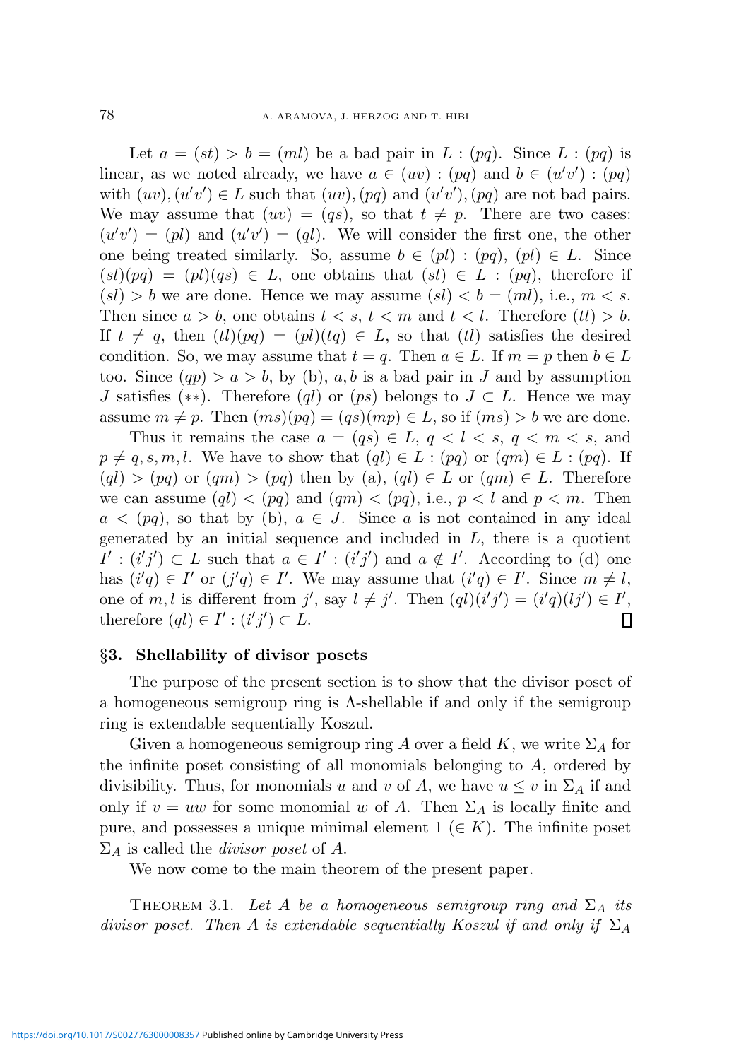Let $a = (st) > b = (ml)$ be a bad pair in $L : (pq)$. Since $L : (pq)$ is linear, as we noted already, we have $a \in (uv) : (pq)$ and $b \in (u'v') : (pq)$ with $(uv), (u'v') \in L$ such that $(uv), (pq)$ and $(u'v'), (pq)$ are not bad pairs. We may assume that $(uv) = (qs)$, so that $t \neq p$. There are two cases: $(u'v') = (pl)$ and $(u'v') = (ql)$. We will consider the first one, the other one being treated similarly. So, assume $b \in (pl) : (pq)$, $(pl) \in L$. Since $(sl)(pq) = (pl)(qs) \in L$, one obtains that $(sl) \in L : (pq)$, therefore if $(sl) > b$ we are done. Hence we may assume $(sl) < b = (ml)$, i.e., $m < s$. Then since $a > b$, one obtains $t < s$, $t < m$ and $t < l$. Therefore $(tl) > b$. If $t \neq q$, then $(tl)(pq) = (pl)(tq) \in L$, so that $(tl)$ satisfies the desired condition. So, we may assume that $t = q$. Then $a \in L$. If $m = p$ then $b \in L$ too. Since $(qp) > a > b$, by (b), $a, b$ is a bad pair in $J$ and by assumption $J$ satisfies $(**)$. Therefore $(ql)$ or $(ps)$ belongs to $J \subset L$. Hence we may assume $m \neq p$. Then $(ms)(pq) = (qs)(mp) \in L$, so if $(ms) > b$ we are done.

Thus it remains the case $a = (qs) \in L$, $q < l < s$, $q < m < s$, and $p \neq q, s, m, l$. We have to show that $(ql) \in L : (pq)$ or $(qm) \in L : (pq)$. If $(ql) > (pq)$ or $(qm) > (pq)$ then by (a), $(ql) \in L$ or $(qm) \in L$. Therefore we can assume $(ql) < (pq)$ and $(qm) < (pq)$, i.e., $p < l$ and $p < m$. Then $a < (pq)$, so that by (b), $a \in J$. Since $a$ is not contained in any ideal generated by an initial sequence and included in $L$, there is a quotient $I' : (i'j') \subset L$ such that $a \in I' : (i'j')$ and $a \notin I'$. According to (d) one has $(i'q) \in I'$ or $(j'q) \in I'$. We may assume that $(i'q) \in I'$. Since $m \neq l$, one of $m, l$ is different from $j'$, say $l \neq j'$. Then $(ql)(i'j') = (i'q)(lj') \in I'$, therefore $(ql) \in I' : (i'j') \subset L$. $\square$

## §3. Shellability of divisor posets

The purpose of the present section is to show that the divisor poset of a homogeneous semigroup ring is $\Lambda$-shellable if and only if the semigroup ring is extendable sequentially Koszul.

Given a homogeneous semigroup ring $A$ over a field $K$, we write $\Sigma_A$ for the infinite poset consisting of all monomials belonging to $A$, ordered by divisibility. Thus, for monomials $u$ and $v$ of $A$, we have $u \leq v$ in $\Sigma_A$ if and only if $v = uw$ for some monomial $w$ of $A$. Then $\Sigma_A$ is locally finite and pure, and possesses a unique minimal element $1$ $(\in K)$. The infinite poset $\Sigma_A$ is called the *divisor poset* of $A$.

We now come to the main theorem of the present paper.

Theorem 3.1. *Let $A$ be a homogeneous semigroup ring and $\Sigma_A$ its divisor poset. Then $A$ is extendable sequentially Koszul if and only if $\Sigma_A$*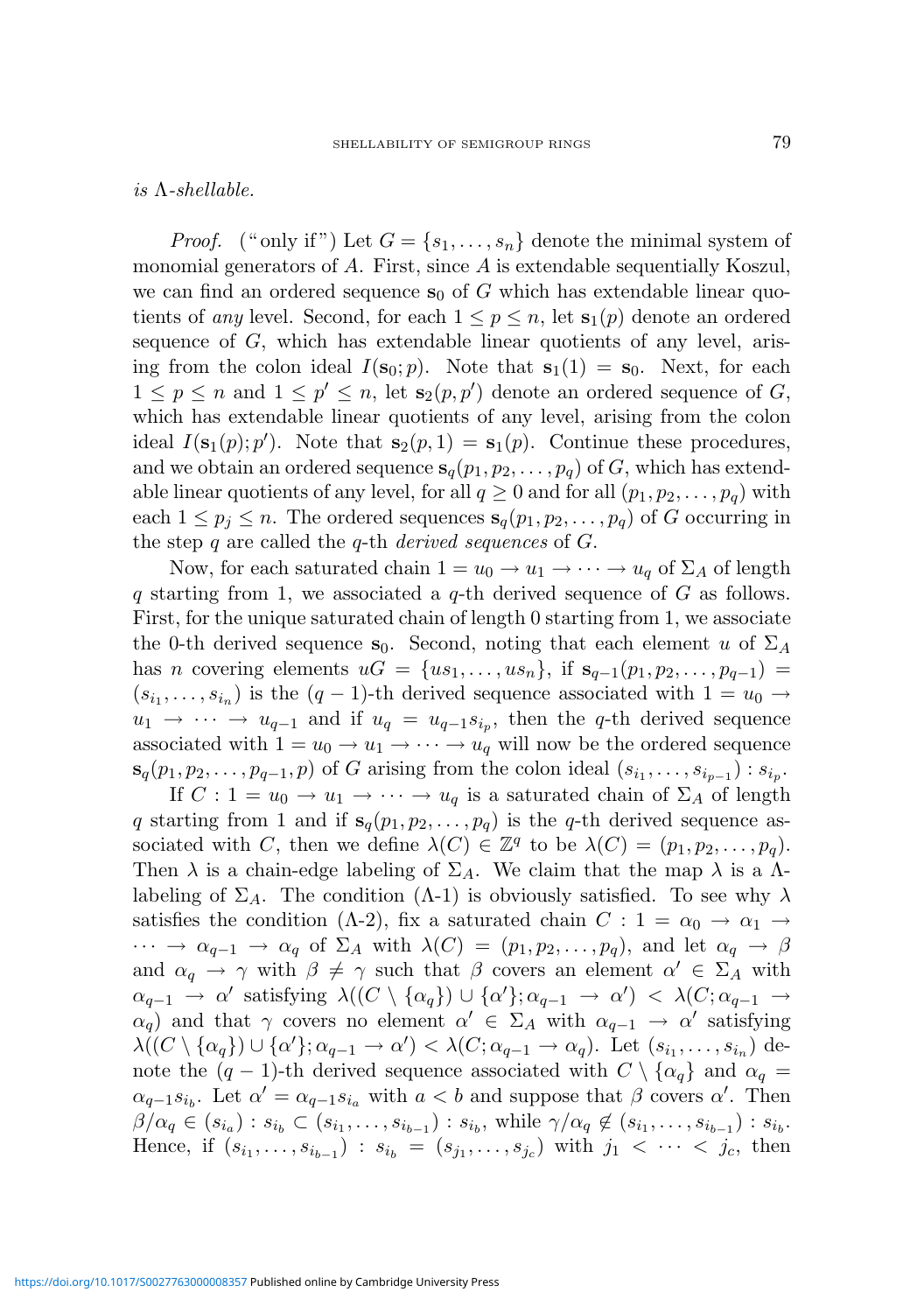*is* $\Lambda$*-shellable.*

*Proof.* ("only if") Let $G = \{s_1, \ldots, s_n\}$ denote the minimal system of monomial generators of $A$. First, since $A$ is extendable sequentially Koszul, we can find an ordered sequence $\mathbf{s}_0$ of $G$ which has extendable linear quotients of *any* level. Second, for each $1 \leq p \leq n$, let $\mathbf{s}_1(p)$ denote an ordered sequence of $G$, which has extendable linear quotients of any level, arising from the colon ideal $I(\mathbf{s}_0; p)$. Note that $\mathbf{s}_1(1) = \mathbf{s}_0$. Next, for each $1 \leq p \leq n$ and $1 \leq p' \leq n$, let $\mathbf{s}_2(p, p')$ denote an ordered sequence of $G$, which has extendable linear quotients of any level, arising from the colon ideal $I(\mathbf{s}_1(p); p')$. Note that $\mathbf{s}_2(p, 1) = \mathbf{s}_1(p)$. Continue these procedures, and we obtain an ordered sequence $\mathbf{s}_q(p_1, p_2, \ldots, p_q)$ of $G$, which has extendable linear quotients of any level, for all $q \geq 0$ and for all $(p_1, p_2, \ldots, p_q)$ with each $1 \leq p_j \leq n$. The ordered sequences $\mathbf{s}_q(p_1, p_2, \ldots, p_q)$ of $G$ occurring in the step $q$ are called the $q$-th *derived sequences* of $G$.

Now, for each saturated chain $1 = u_0 \to u_1 \to \cdots \to u_q$ of $\Sigma_A$ of length $q$ starting from 1, we associated a $q$-th derived sequence of $G$ as follows. First, for the unique saturated chain of length 0 starting from 1, we associate the 0-th derived sequence $\mathbf{s}_0$. Second, noting that each element $u$ of $\Sigma_A$ has $n$ covering elements $uG = \{us_1, \ldots, us_n\}$, if $\mathbf{s}_{q-1}(p_1, p_2, \ldots, p_{q-1}) = (s_{i_1}, \ldots, s_{i_n})$ is the $(q-1)$-th derived sequence associated with $1 = u_0 \to u_1 \to \cdots \to u_{q-1}$ and if $u_q = u_{q-1}s_{i_p}$, then the $q$-th derived sequence associated with $1 = u_0 \to u_1 \to \cdots \to u_q$ will now be the ordered sequence $\mathbf{s}_q(p_1, p_2, \ldots, p_{q-1}, p)$ of $G$ arising from the colon ideal $(s_{i_1}, \ldots, s_{i_{p-1}}) : s_{i_p}$.

If $C : 1 = u_0 \to u_1 \to \cdots \to u_q$ is a saturated chain of $\Sigma_A$ of length $q$ starting from 1 and if $\mathbf{s}_q(p_1, p_2, \ldots, p_q)$ is the $q$-th derived sequence associated with $C$, then we define $\lambda(C) \in \mathbb{Z}^q$ to be $\lambda(C) = (p_1, p_2, \ldots, p_q)$. Then $\lambda$ is a chain-edge labeling of $\Sigma_A$. We claim that the map $\lambda$ is a $\Lambda$-labeling of $\Sigma_A$. The condition ($\Lambda$-1) is obviously satisfied. To see why $\lambda$ satisfies the condition ($\Lambda$-2), fix a saturated chain $C : 1 = \alpha_0 \to \alpha_1 \to \cdots \to \alpha_{q-1} \to \alpha_q$ of $\Sigma_A$ with $\lambda(C) = (p_1, p_2, \ldots, p_q)$, and let $\alpha_q \to \beta$ and $\alpha_q \to \gamma$ with $\beta \neq \gamma$ such that $\beta$ covers an element $\alpha' \in \Sigma_A$ with $\alpha_{q-1} \to \alpha'$ satisfying $\lambda((C \setminus \{\alpha_q\}) \cup \{\alpha'\}; \alpha_{q-1} \to \alpha') < \lambda(C; \alpha_{q-1} \to \alpha_q)$ and that $\gamma$ covers no element $\alpha' \in \Sigma_A$ with $\alpha_{q-1} \to \alpha'$ satisfying $\lambda((C \setminus \{\alpha_q\}) \cup \{\alpha'\}; \alpha_{q-1} \to \alpha') < \lambda(C; \alpha_{q-1} \to \alpha_q)$. Let $(s_{i_1}, \ldots, s_{i_n})$ denote the $(q-1)$-th derived sequence associated with $C \setminus \{\alpha_q\}$ and $\alpha_q = \alpha_{q-1}s_{i_b}$. Let $\alpha' = \alpha_{q-1}s_{i_a}$ with $a < b$ and suppose that $\beta$ covers $\alpha'$. Then $\beta/\alpha_q \in (s_{i_a}) : s_{i_b} \subset (s_{i_1}, \ldots, s_{i_{b-1}}) : s_{i_b}$, while $\gamma/\alpha_q \notin (s_{i_1}, \ldots, s_{i_{b-1}}) : s_{i_b}$. Hence, if $(s_{i_1}, \ldots, s_{i_{b-1}}) : s_{i_b} = (s_{j_1}, \ldots, s_{j_c})$ with $j_1 < \cdots < j_c$, then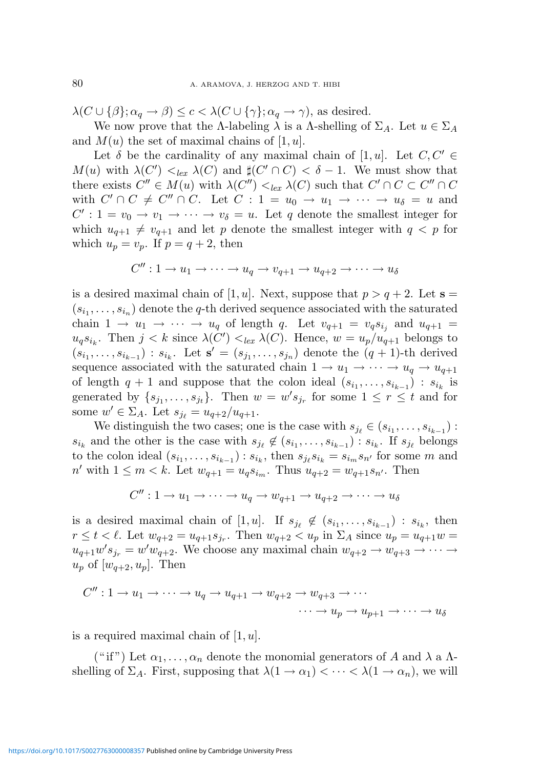$\lambda(C \cup \{\beta\}; \alpha_q \to \beta) \leq c < \lambda(C \cup \{\gamma\}; \alpha_q \to \gamma)$, as desired.

We now prove that the $\Lambda$-labeling $\lambda$ is a $\Lambda$-shelling of $\Sigma_A$. Let $u \in \Sigma_A$ and $M(u)$ the set of maximal chains of $[1, u]$.

Let $\delta$ be the cardinality of any maximal chain of $[1, u]$. Let $C, C' \in M(u)$ with $\lambda(C') <_{lex} \lambda(C)$ and $\sharp(C' \cap C) < \delta - 1$. We must show that there exists $C'' \in M(u)$ with $\lambda(C'') <_{lex} \lambda(C)$ such that $C' \cap C \subset C'' \cap C$ with $C' \cap C \neq C'' \cap C$. Let $C : 1 = u_0 \to u_1 \to \cdots \to u_\delta = u$ and $C' : 1 = v_0 \to v_1 \to \cdots \to v_\delta = u$. Let $q$ denote the smallest integer for which $u_{q+1} \neq v_{q+1}$ and let $p$ denote the smallest integer with $q < p$ for which $u_p = v_p$. If $p = q + 2$, then

$$C'' : 1 \to u_1 \to \cdots \to u_q \to v_{q+1} \to u_{q+2} \to \cdots \to u_\delta$$

is a desired maximal chain of $[1, u]$. Next, suppose that $p > q + 2$. Let $\mathbf{s} = (s_{i_1}, \ldots, s_{i_n})$ denote the $q$-th derived sequence associated with the saturated chain $1 \to u_1 \to \cdots \to u_q$ of length $q$. Let $v_{q+1} = v_q s_{i_j}$ and $u_{q+1} = u_q s_{i_k}$. Then $j < k$ since $\lambda(C') <_{lex} \lambda(C)$. Hence, $w = u_p / u_{q+1}$ belongs to $(s_{i_1}, \ldots, s_{i_{k-1}}) : s_{i_k}$. Let $\mathbf{s}' = (s_{j_1}, \ldots, s_{j_n})$ denote the $(q+1)$-th derived sequence associated with the saturated chain $1 \to u_1 \to \cdots \to u_q \to u_{q+1}$ of length $q + 1$ and suppose that the colon ideal $(s_{i_1}, \ldots, s_{i_{k-1}}) : s_{i_k}$ is generated by $\{s_{j_1}, \ldots, s_{j_t}\}$. Then $w = w' s_{j_r}$ for some $1 \leq r \leq t$ and for some $w' \in \Sigma_A$. Let $s_{j_\ell} = u_{q+2}/u_{q+1}$.

We distinguish the two cases; one is the case with $s_{j_\ell} \in (s_{i_1}, \ldots, s_{i_{k-1}}) : s_{i_k}$ and the other is the case with $s_{j_\ell} \notin (s_{i_1}, \ldots, s_{i_{k-1}}) : s_{i_k}$. If $s_{j_\ell}$ belongs to the colon ideal $(s_{i_1}, \ldots, s_{i_{k-1}}) : s_{i_k}$, then $s_{j_\ell} s_{i_k} = s_{i_m} s_{n'}$ for some $m$ and $n'$ with $1 \leq m < k$. Let $w_{q+1} = u_q s_{i_m}$. Thus $u_{q+2} = w_{q+1} s_{n'}$. Then

$$C'' : 1 \to u_1 \to \cdots \to u_q \to w_{q+1} \to u_{q+2} \to \cdots \to u_\delta$$

is a desired maximal chain of $[1, u]$. If $s_{j_\ell} \notin (s_{i_1}, \ldots, s_{i_{k-1}}) : s_{i_k}$, then $r \leq t < \ell$. Let $w_{q+2} = u_{q+1} s_{j_r}$. Then $w_{q+2} < u_p$ in $\Sigma_A$ since $u_p = u_{q+1} w = u_{q+1} w' s_{j_r} = w' w_{q+2}$. We choose any maximal chain $w_{q+2} \to w_{q+3} \to \cdots \to u_p$ of $[w_{q+2}, u_p]$. Then

$$C'' : 1 \to u_1 \to \cdots \to u_q \to u_{q+1} \to w_{q+2} \to w_{q+3} \to \cdots$$
$$\cdots \to u_p \to u_{p+1} \to \cdots \to u_\delta$$

is a required maximal chain of $[1, u]$.

("if") Let $\alpha_1, \ldots, \alpha_n$ denote the monomial generators of $A$ and $\lambda$ a $\Lambda$-shelling of $\Sigma_A$. First, supposing that $\lambda(1 \to \alpha_1) < \cdots < \lambda(1 \to \alpha_n)$, we will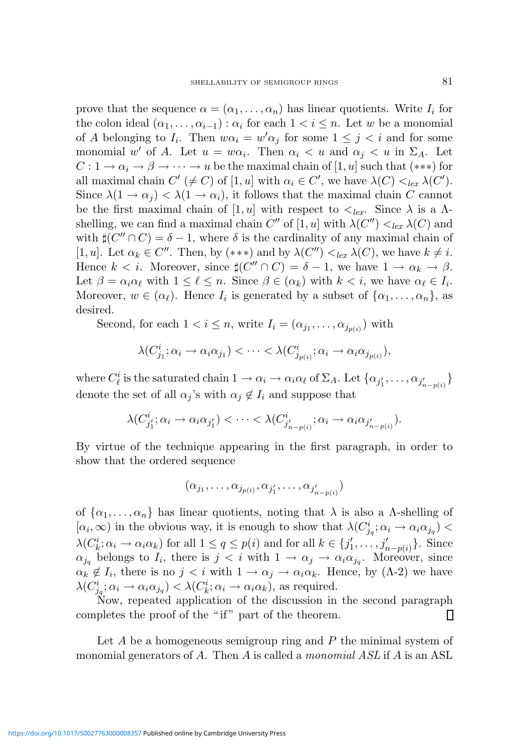prove that the sequence $\alpha = (\alpha_1, \ldots, \alpha_n)$ has linear quotients. Write $I_i$ for the colon ideal $(\alpha_1, \ldots, \alpha_{i-1}) : \alpha_i$ for each $1 < i \leq n$. Let $w$ be a monomial of $A$ belonging to $I_i$. Then $w\alpha_i = w'\alpha_j$ for some $1 \leq j < i$ and for some monomial $w'$ of $A$. Let $u = w\alpha_i$. Then $\alpha_i < u$ and $\alpha_j < u$ in $\Sigma_A$. Let $C : 1 \to \alpha_i \to \beta \to \cdots \to u$ be the maximal chain of $[1, u]$ such that $(***)$ for all maximal chain $C'$ $(\neq C)$ of $[1, u]$ with $\alpha_i \in C'$, we have $\lambda(C) <_{lex} \lambda(C')$. Since $\lambda(1 \to \alpha_j) < \lambda(1 \to \alpha_i)$, it follows that the maximal chain $C$ cannot be the first maximal chain of $[1, u]$ with respect to $<_{lex}$. Since $\lambda$ is a $\Lambda$-shelling, we can find a maximal chain $C''$ of $[1, u]$ with $\lambda(C'') <_{lex} \lambda(C)$ and with $\sharp(C'' \cap C) = \delta - 1$, where $\delta$ is the cardinality of any maximal chain of $[1, u]$. Let $\alpha_k \in C''$. Then, by $(***)$ and by $\lambda(C'') <_{lex} \lambda(C)$, we have $k \neq i$. Hence $k < i$. Moreover, since $\sharp(C'' \cap C) = \delta - 1$, we have $1 \to \alpha_k \to \beta$. Let $\beta = \alpha_i \alpha_\ell$ with $1 \leq \ell \leq n$. Since $\beta \in (\alpha_k)$ with $k < i$, we have $\alpha_\ell \in I_i$. Moreover, $w \in (\alpha_\ell)$. Hence $I_i$ is generated by a subset of $\{\alpha_1, \ldots, \alpha_n\}$, as desired.

Second, for each $1 < i \leq n$, write $I_i = (\alpha_{j_1}, \ldots, \alpha_{j_{p(i)}})$ with

$$\lambda(C^i_{j_1}; \alpha_i \to \alpha_i \alpha_{j_1}) < \cdots < \lambda(C^i_{j_{p(i)}}; \alpha_i \to \alpha_i \alpha_{j_{p(i)}}),$$

where $C^i_\ell$ is the saturated chain $1 \to \alpha_i \to \alpha_i \alpha_\ell$ of $\Sigma_A$. Let $\{\alpha_{j'_1}, \ldots, \alpha_{j'_{n-p(i)}}\}$ denote the set of all $\alpha_j$'s with $\alpha_j \notin I_i$ and suppose that

$$\lambda(C^i_{j'_1}; \alpha_i \to \alpha_i \alpha_{j'_1}) < \cdots < \lambda(C^i_{j'_{n-p(i)}}; \alpha_i \to \alpha_i \alpha_{j'_{n-p(i)}}).$$

By virtue of the technique appearing in the first paragraph, in order to show that the ordered sequence

$$(\alpha_{j_1}, \ldots, \alpha_{j_{p(i)}}, \alpha_{j'_1}, \ldots, \alpha_{j'_{n-p(i)}})$$

of $\{\alpha_1, \ldots, \alpha_n\}$ has linear quotients, noting that $\lambda$ is also a $\Lambda$-shelling of $[\alpha_i, \infty)$ in the obvious way, it is enough to show that $\lambda(C^i_{j_q}; \alpha_i \to \alpha_i \alpha_{j_q}) < \lambda(C^i_k; \alpha_i \to \alpha_i \alpha_k)$ for all $1 \leq q \leq p(i)$ and for all $k \in \{j'_1, \ldots, j'_{n-p(i)}\}$. Since $\alpha_{j_q}$ belongs to $I_i$, there is $j < i$ with $1 \to \alpha_j \to \alpha_i \alpha_{j_q}$. Moreover, since $\alpha_k \notin I_i$, there is no $j < i$ with $1 \to \alpha_j \to \alpha_i \alpha_k$. Hence, by ($\Lambda$-2) we have $\lambda(C^i_{j_q}; \alpha_i \to \alpha_i \alpha_{j_q}) < \lambda(C^i_k; \alpha_i \to \alpha_i \alpha_k)$, as required.

Now, repeated application of the discussion in the second paragraph completes the proof of the "if" part of the theorem. ∎

Let $A$ be a homogeneous semigroup ring and $P$ the minimal system of monomial generators of $A$. Then $A$ is called a *monomial ASL* if $A$ is an ASL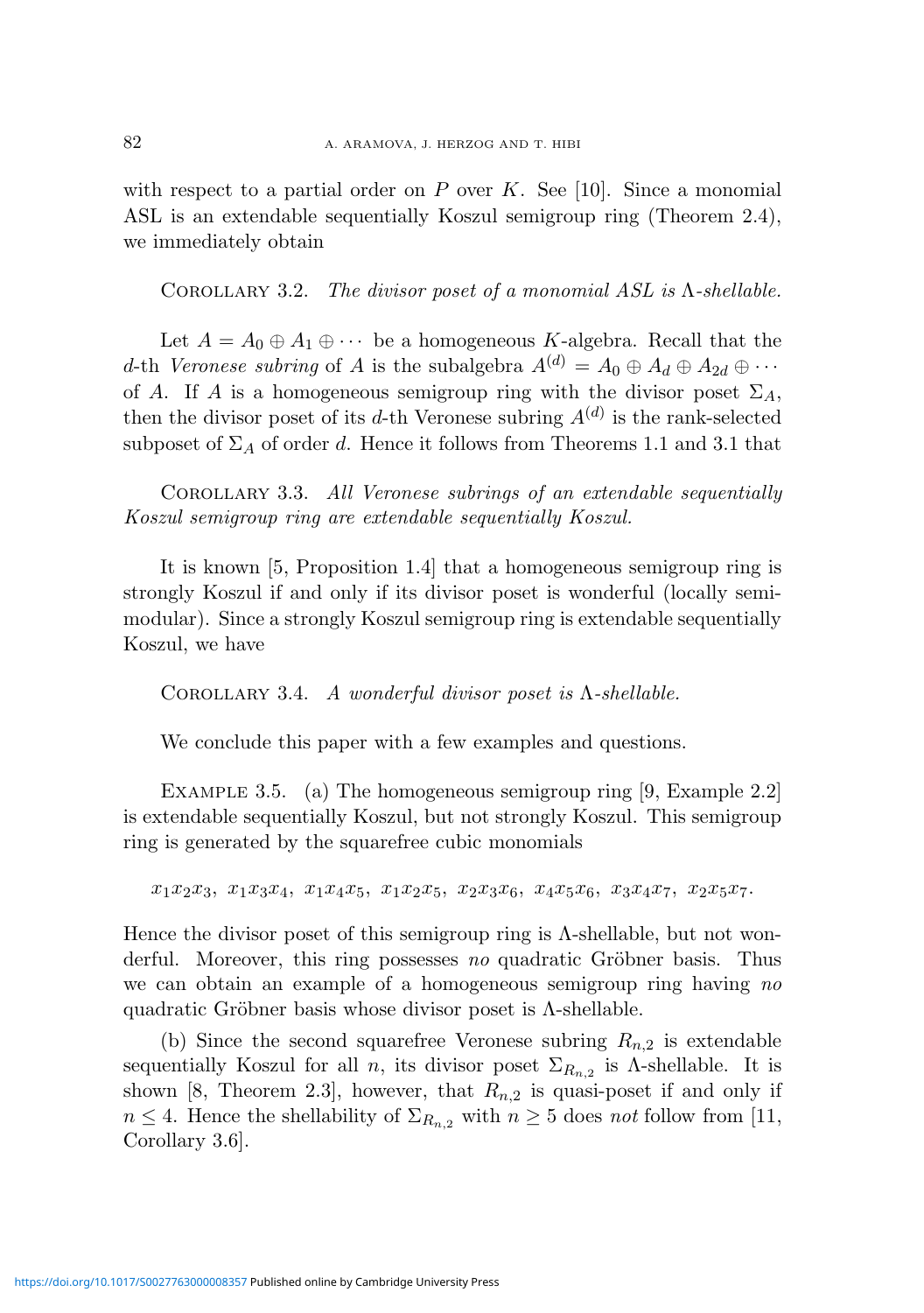with respect to a partial order on $P$ over $K$. See [10]. Since a monomial ASL is an extendable sequentially Koszul semigroup ring (Theorem 2.4), we immediately obtain

COROLLARY 3.2. *The divisor poset of a monomial ASL is $\Lambda$-shellable.*

Let $A = A_0 \oplus A_1 \oplus \cdots$ be a homogeneous $K$-algebra. Recall that the $d$-th *Veronese subring* of $A$ is the subalgebra $A^{(d)} = A_0 \oplus A_d \oplus A_{2d} \oplus \cdots$ of $A$. If $A$ is a homogeneous semigroup ring with the divisor poset $\Sigma_A$, then the divisor poset of its $d$-th Veronese subring $A^{(d)}$ is the rank-selected subposet of $\Sigma_A$ of order $d$. Hence it follows from Theorems 1.1 and 3.1 that

COROLLARY 3.3. *All Veronese subrings of an extendable sequentially Koszul semigroup ring are extendable sequentially Koszul.*

It is known [5, Proposition 1.4] that a homogeneous semigroup ring is strongly Koszul if and only if its divisor poset is wonderful (locally semimodular). Since a strongly Koszul semigroup ring is extendable sequentially Koszul, we have

COROLLARY 3.4. *A wonderful divisor poset is $\Lambda$-shellable.*

We conclude this paper with a few examples and questions.

EXAMPLE 3.5. (a) The homogeneous semigroup ring [9, Example 2.2] is extendable sequentially Koszul, but not strongly Koszul. This semigroup ring is generated by the squarefree cubic monomials

$$x_1x_2x_3,\ x_1x_3x_4,\ x_1x_4x_5,\ x_1x_2x_5,\ x_2x_3x_6,\ x_4x_5x_6,\ x_3x_4x_7,\ x_2x_5x_7.$$

Hence the divisor poset of this semigroup ring is $\Lambda$-shellable, but not wonderful. Moreover, this ring possesses *no* quadratic Gröbner basis. Thus we can obtain an example of a homogeneous semigroup ring having *no* quadratic Gröbner basis whose divisor poset is $\Lambda$-shellable.

(b) Since the second squarefree Veronese subring $R_{n,2}$ is extendable sequentially Koszul for all $n$, its divisor poset $\Sigma_{R_{n,2}}$ is $\Lambda$-shellable. It is shown [8, Theorem 2.3], however, that $R_{n,2}$ is quasi-poset if and only if $n \leq 4$. Hence the shellability of $\Sigma_{R_{n,2}}$ with $n \geq 5$ does *not* follow from [11, Corollary 3.6].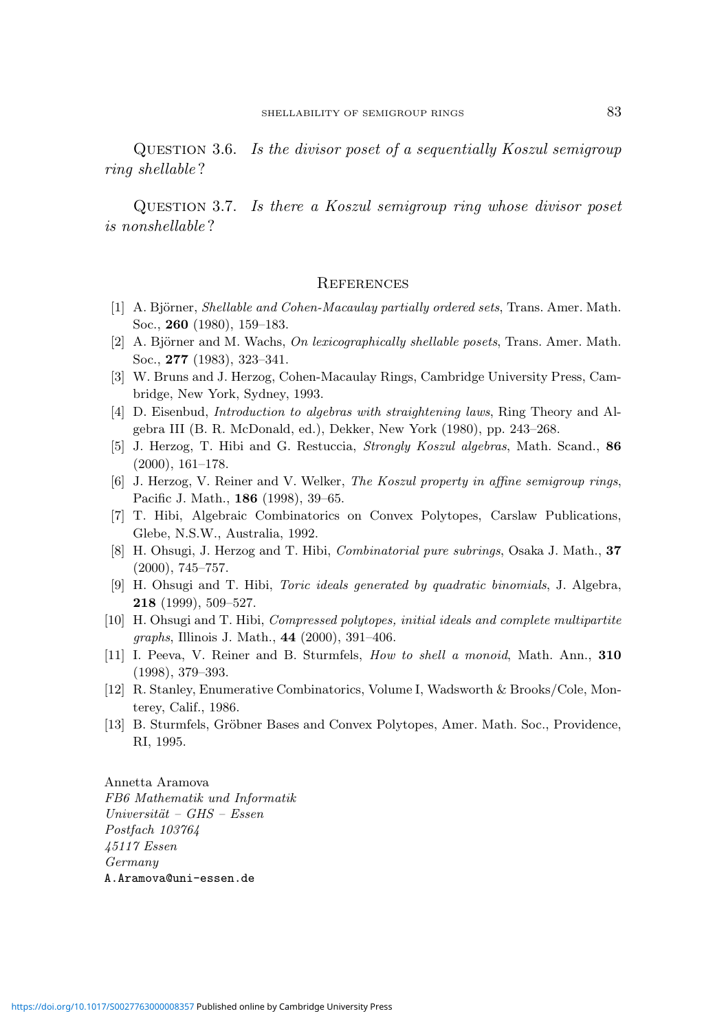Question 3.6. *Is the divisor poset of a sequentially Koszul semigroup ring shellable?*

Question 3.7. *Is there a Koszul semigroup ring whose divisor poset is nonshellable?*

## References

[1] A. Björner, *Shellable and Cohen-Macaulay partially ordered sets*, Trans. Amer. Math. Soc., **260** (1980), 159–183.

[2] A. Björner and M. Wachs, *On lexicographically shellable posets*, Trans. Amer. Math. Soc., **277** (1983), 323–341.

[3] W. Bruns and J. Herzog, Cohen-Macaulay Rings, Cambridge University Press, Cambridge, New York, Sydney, 1993.

[4] D. Eisenbud, *Introduction to algebras with straightening laws*, Ring Theory and Algebra III (B. R. McDonald, ed.), Dekker, New York (1980), pp. 243–268.

[5] J. Herzog, T. Hibi and G. Restuccia, *Strongly Koszul algebras*, Math. Scand., **86** (2000), 161–178.

[6] J. Herzog, V. Reiner and V. Welker, *The Koszul property in affine semigroup rings*, Pacific J. Math., **186** (1998), 39–65.

[7] T. Hibi, Algebraic Combinatorics on Convex Polytopes, Carslaw Publications, Glebe, N.S.W., Australia, 1992.

[8] H. Ohsugi, J. Herzog and T. Hibi, *Combinatorial pure subrings*, Osaka J. Math., **37** (2000), 745–757.

[9] H. Ohsugi and T. Hibi, *Toric ideals generated by quadratic binomials*, J. Algebra, **218** (1999), 509–527.

[10] H. Ohsugi and T. Hibi, *Compressed polytopes, initial ideals and complete multipartite graphs*, Illinois J. Math., **44** (2000), 391–406.

[11] I. Peeva, V. Reiner and B. Sturmfels, *How to shell a monoid*, Math. Ann., **310** (1998), 379–393.

[12] R. Stanley, Enumerative Combinatorics, Volume I, Wadsworth & Brooks/Cole, Monterey, Calif., 1986.

[13] B. Sturmfels, Gröbner Bases and Convex Polytopes, Amer. Math. Soc., Providence, RI, 1995.

Annetta Aramova
*FB6 Mathematik und Informatik*
*Universität – GHS – Essen*
*Postfach 103764*
*45117 Essen*
*Germany*
A.Aramova@uni-essen.de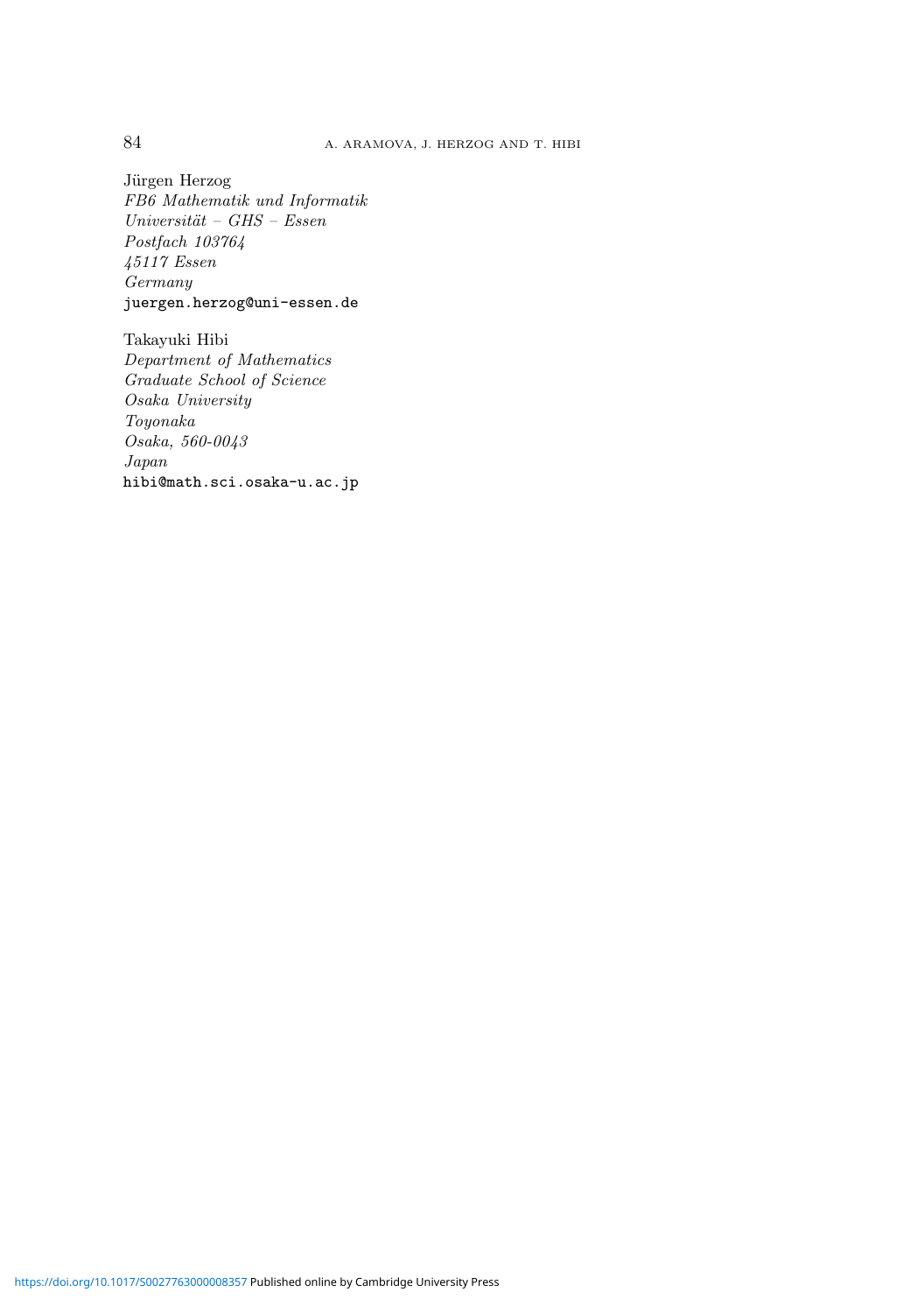Jürgen Herzog
*FB6 Mathematik und Informatik*
*Universität – GHS – Essen*
*Postfach 103764*
*45117 Essen*
*Germany*
juergen.herzog@uni-essen.de

Takayuki Hibi
*Department of Mathematics*
*Graduate School of Science*
*Osaka University*
*Toyonaka*
*Osaka, 560-0043*
*Japan*
hibi@math.sci.osaka-u.ac.jp